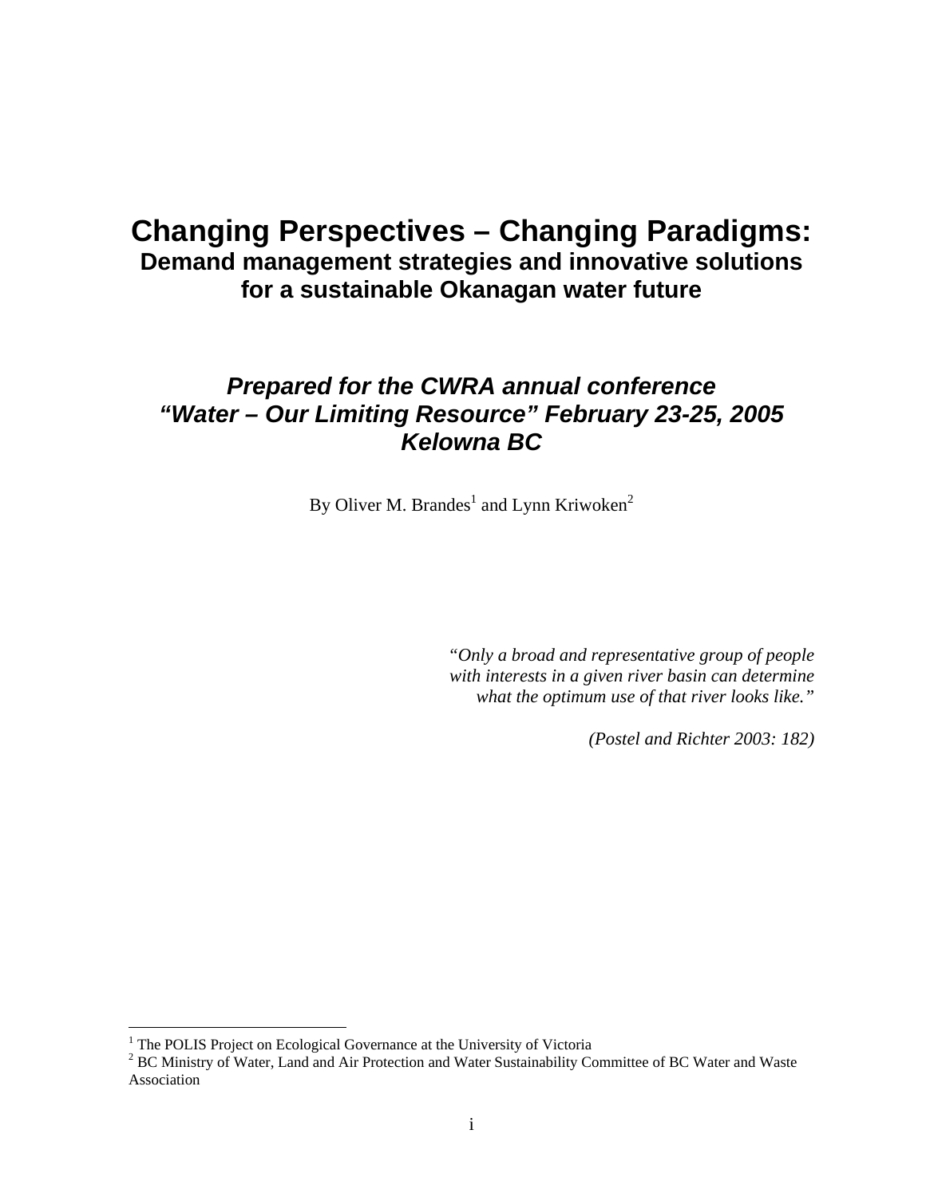# Changing Perspectives – Changing Paradigms:

## Demand management strategies and innovative solutions for a sustainable Okanagan water future

### *Prepared for the CWRA annual conference "Water – Our Limiting Resource" February 23-25, 2005 Kelowna BC*

By Oliver M. Brandes[1] and Lynn Kriwoken[2]

> *"Only a broad and representative group of people with interests in a given river basin can determine what the optimum use of that river looks like."*
>
> *(Postel and Richter 2003: 182)*

---

[1] The POLIS Project on Ecological Governance at the University of Victoria

[2] BC Ministry of Water, Land and Air Protection and Water Sustainability Committee of BC Water and Waste Association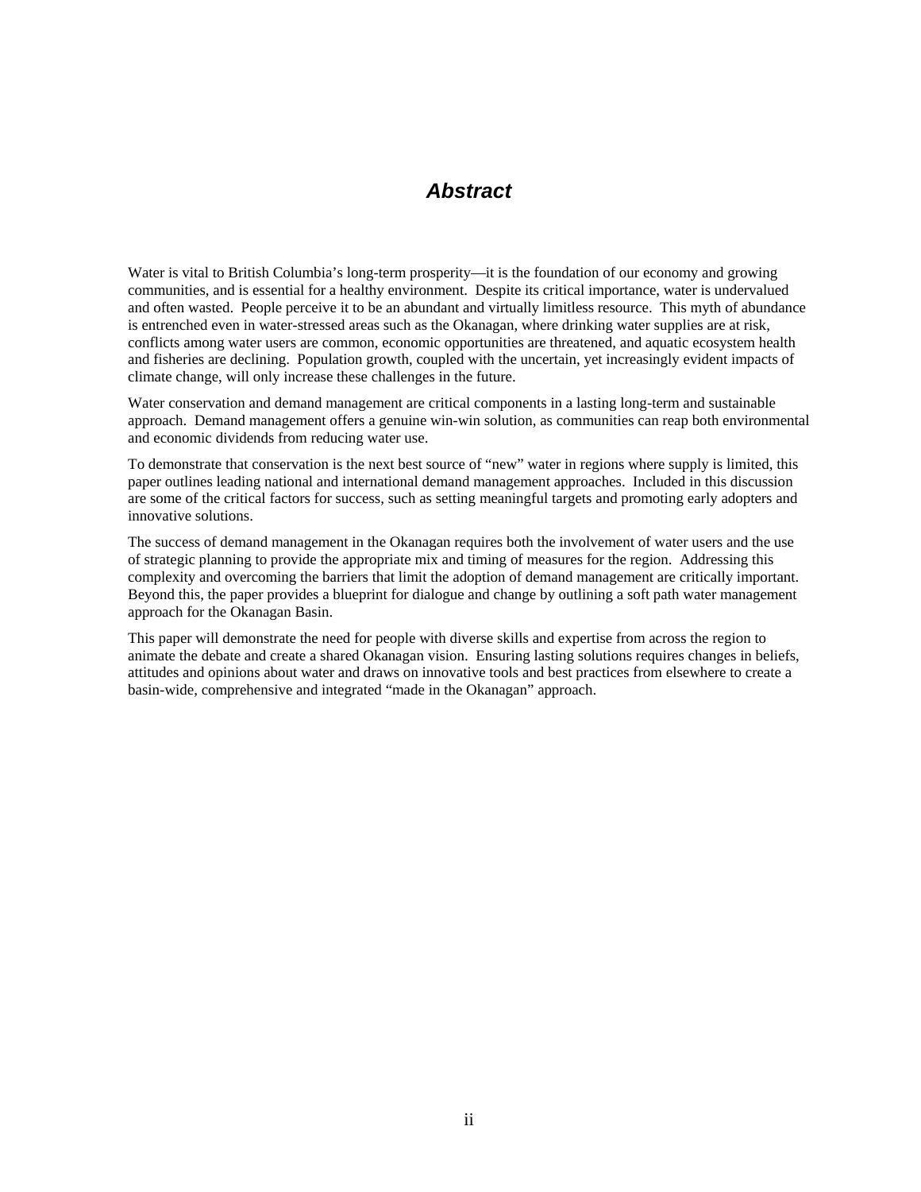# *Abstract*

Water is vital to British Columbia's long-term prosperity—it is the foundation of our economy and growing communities, and is essential for a healthy environment. Despite its critical importance, water is undervalued and often wasted. People perceive it to be an abundant and virtually limitless resource. This myth of abundance is entrenched even in water-stressed areas such as the Okanagan, where drinking water supplies are at risk, conflicts among water users are common, economic opportunities are threatened, and aquatic ecosystem health and fisheries are declining. Population growth, coupled with the uncertain, yet increasingly evident impacts of climate change, will only increase these challenges in the future.

Water conservation and demand management are critical components in a lasting long-term and sustainable approach. Demand management offers a genuine win-win solution, as communities can reap both environmental and economic dividends from reducing water use.

To demonstrate that conservation is the next best source of "new" water in regions where supply is limited, this paper outlines leading national and international demand management approaches. Included in this discussion are some of the critical factors for success, such as setting meaningful targets and promoting early adopters and innovative solutions.

The success of demand management in the Okanagan requires both the involvement of water users and the use of strategic planning to provide the appropriate mix and timing of measures for the region. Addressing this complexity and overcoming the barriers that limit the adoption of demand management are critically important. Beyond this, the paper provides a blueprint for dialogue and change by outlining a soft path water management approach for the Okanagan Basin.

This paper will demonstrate the need for people with diverse skills and expertise from across the region to animate the debate and create a shared Okanagan vision. Ensuring lasting solutions requires changes in beliefs, attitudes and opinions about water and draws on innovative tools and best practices from elsewhere to create a basin-wide, comprehensive and integrated "made in the Okanagan" approach.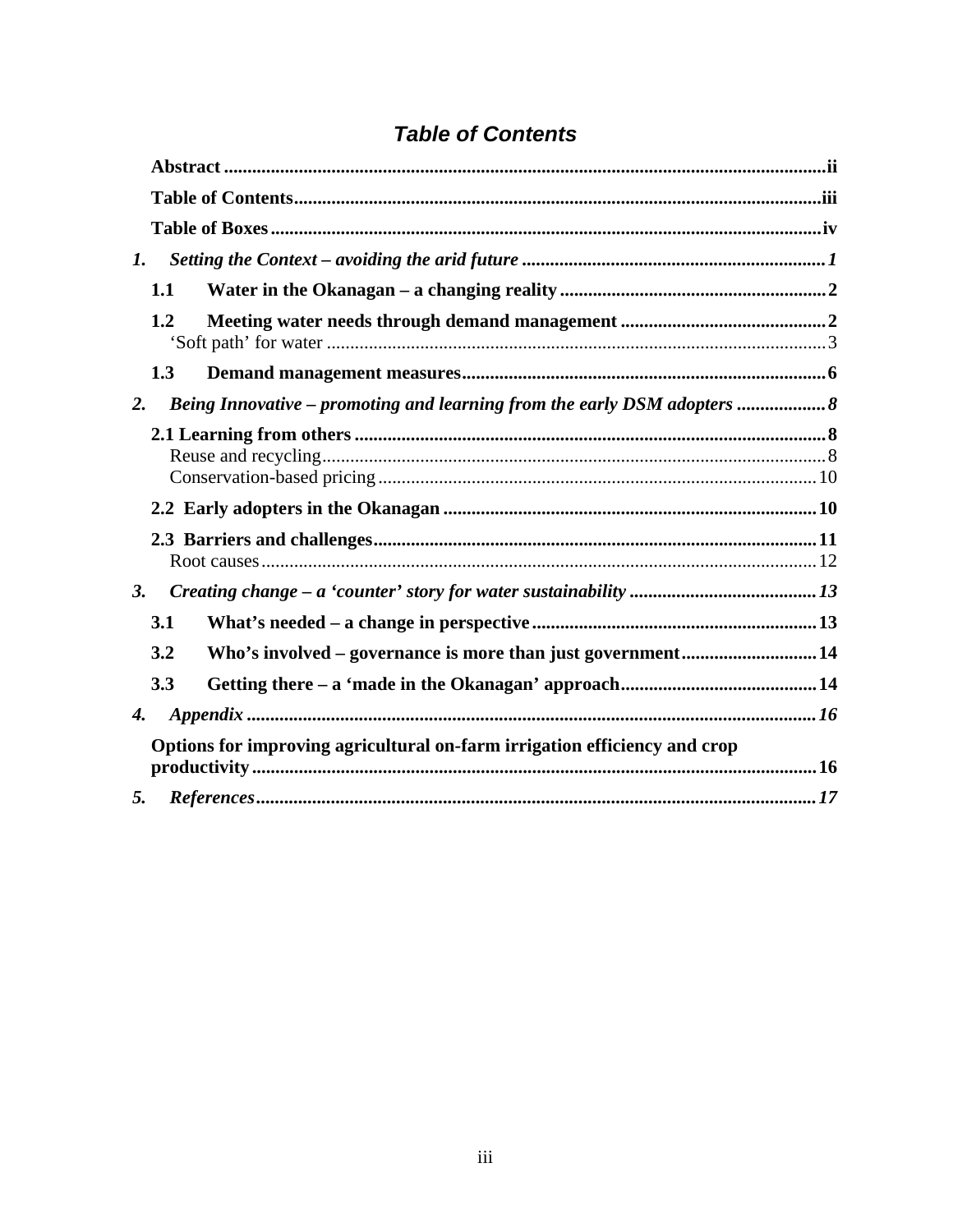# *Table of Contents*

**Abstract** .......... **ii**

**Table of Contents** .......... **iii**

**Table of Boxes** .......... **iv**

***1. Setting the Context – avoiding the arid future*** .......... ***1***

**1.1 Water in the Okanagan – a changing reality** .......... **2**

**1.2 Meeting water needs through demand management** .......... **2**

‘Soft path’ for water .......... 3

**1.3 Demand management measures** .......... **6**

***2. Being Innovative – promoting and learning from the early DSM adopters*** .......... ***8***

**2.1 Learning from others** .......... **8**

Reuse and recycling .......... 8

Conservation-based pricing .......... 10

**2.2 Early adopters in the Okanagan** .......... **10**

**2.3 Barriers and challenges** .......... **11**

Root causes .......... 12

***3. Creating change – a ‘counter’ story for water sustainability*** .......... ***13***

**3.1 What’s needed – a change in perspective** .......... **13**

**3.2 Who’s involved – governance is more than just government** .......... **14**

**3.3 Getting there – a ‘made in the Okanagan’ approach** .......... **14**

***4. Appendix*** .......... ***16***

**Options for improving agricultural on-farm irrigation efficiency and crop productivity** .......... **16**

***5. References*** .......... ***17***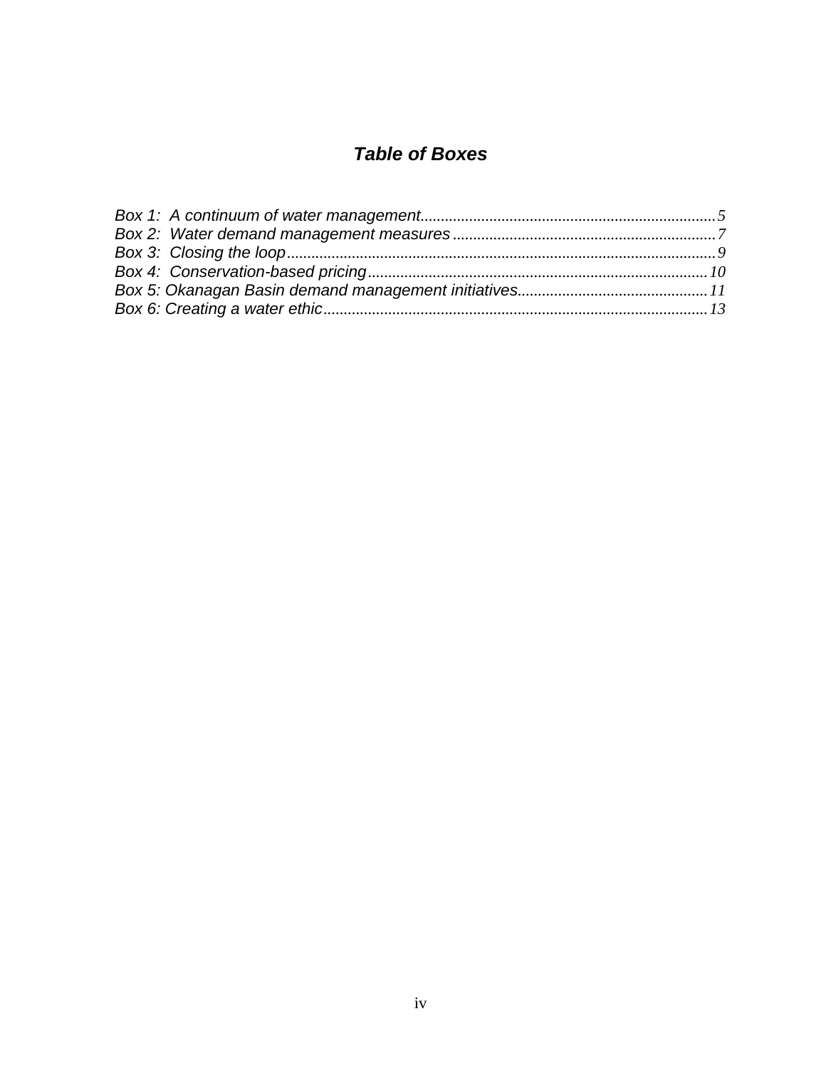## *Table of Boxes*

*Box 1: A continuum of water management* ........................................................................ 5
*Box 2: Water demand management measures* ................................................................. 7
*Box 3: Closing the loop* ........................................................................................................ 9
*Box 4: Conservation-based pricing* .................................................................................... 10
*Box 5: Okanagan Basin demand management initiatives* .............................................. 11
*Box 6: Creating a water ethic* ............................................................................................ 13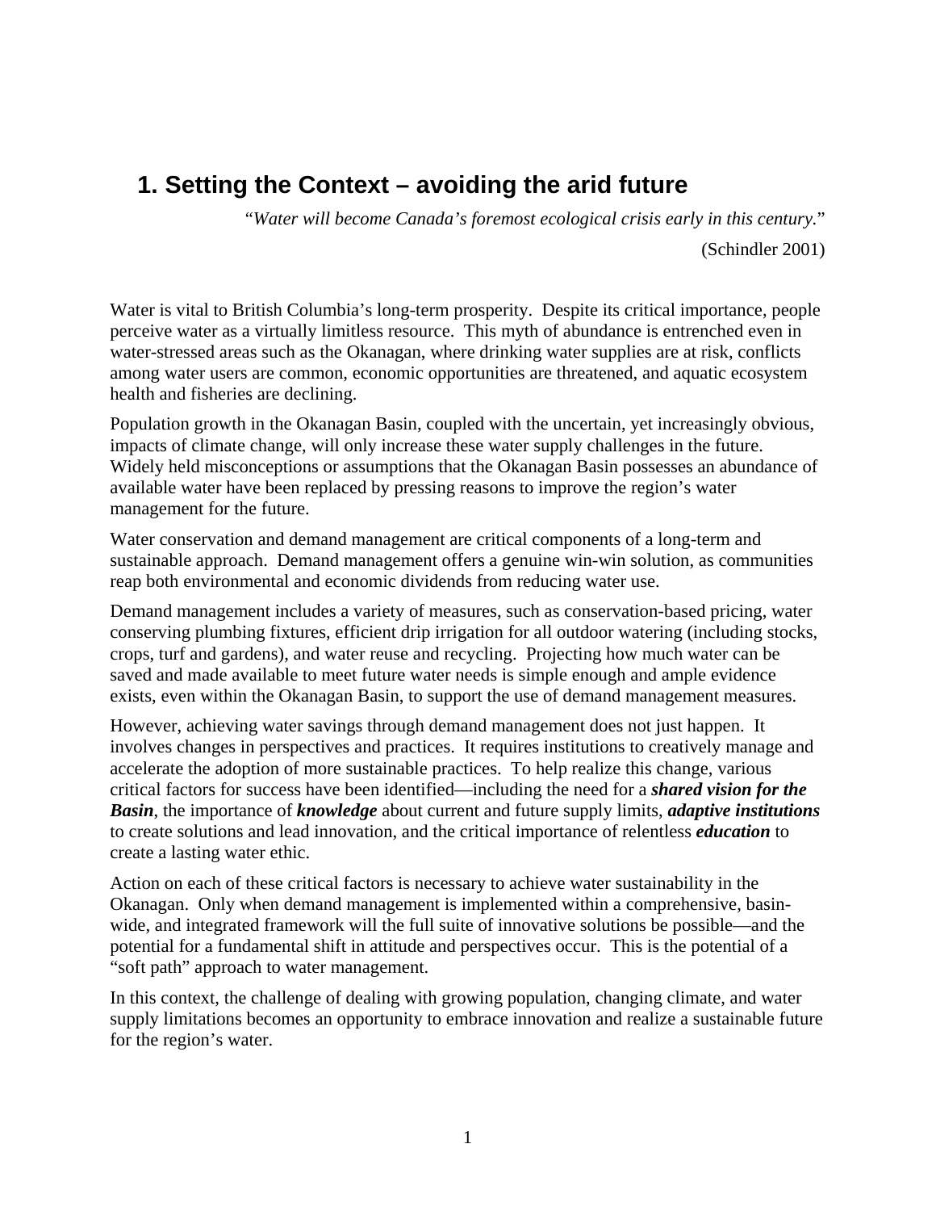# 1. Setting the Context – avoiding the arid future

> "*Water will become Canada's foremost ecological crisis early in this century.*"
>
> (Schindler 2001)

Water is vital to British Columbia's long-term prosperity. Despite its critical importance, people perceive water as a virtually limitless resource. This myth of abundance is entrenched even in water-stressed areas such as the Okanagan, where drinking water supplies are at risk, conflicts among water users are common, economic opportunities are threatened, and aquatic ecosystem health and fisheries are declining.

Population growth in the Okanagan Basin, coupled with the uncertain, yet increasingly obvious, impacts of climate change, will only increase these water supply challenges in the future. Widely held misconceptions or assumptions that the Okanagan Basin possesses an abundance of available water have been replaced by pressing reasons to improve the region's water management for the future.

Water conservation and demand management are critical components of a long-term and sustainable approach. Demand management offers a genuine win-win solution, as communities reap both environmental and economic dividends from reducing water use.

Demand management includes a variety of measures, such as conservation-based pricing, water conserving plumbing fixtures, efficient drip irrigation for all outdoor watering (including stocks, crops, turf and gardens), and water reuse and recycling. Projecting how much water can be saved and made available to meet future water needs is simple enough and ample evidence exists, even within the Okanagan Basin, to support the use of demand management measures.

However, achieving water savings through demand management does not just happen. It involves changes in perspectives and practices. It requires institutions to creatively manage and accelerate the adoption of more sustainable practices. To help realize this change, various critical factors for success have been identified—including the need for a ***shared vision for the Basin***, the importance of ***knowledge*** about current and future supply limits, ***adaptive institutions*** to create solutions and lead innovation, and the critical importance of relentless ***education*** to create a lasting water ethic.

Action on each of these critical factors is necessary to achieve water sustainability in the Okanagan. Only when demand management is implemented within a comprehensive, basin-wide, and integrated framework will the full suite of innovative solutions be possible—and the potential for a fundamental shift in attitude and perspectives occur. This is the potential of a "soft path" approach to water management.

In this context, the challenge of dealing with growing population, changing climate, and water supply limitations becomes an opportunity to embrace innovation and realize a sustainable future for the region's water.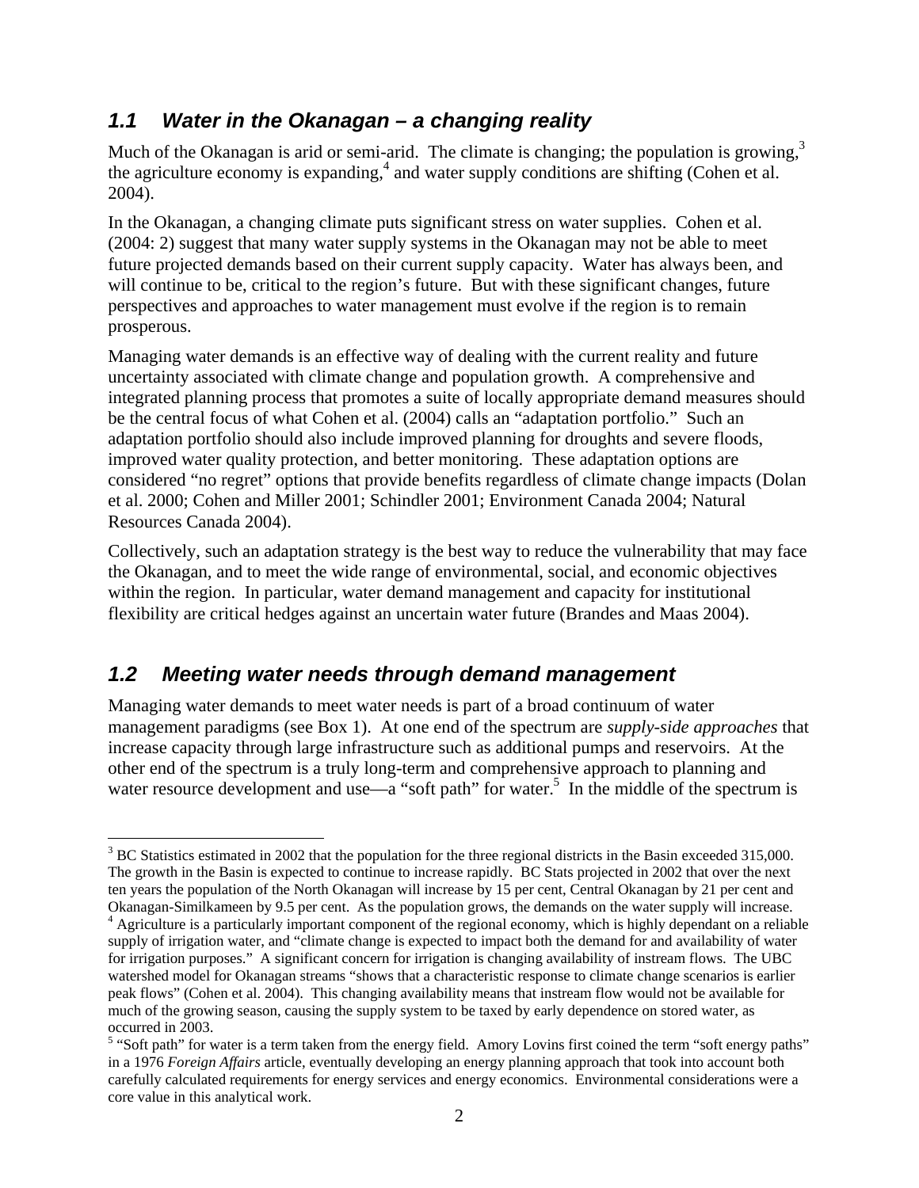## 1.1 Water in the Okanagan – a changing reality

Much of the Okanagan is arid or semi-arid. The climate is changing; the population is growing,[3] the agriculture economy is expanding,[4] and water supply conditions are shifting (Cohen et al. 2004).

In the Okanagan, a changing climate puts significant stress on water supplies. Cohen et al. (2004: 2) suggest that many water supply systems in the Okanagan may not be able to meet future projected demands based on their current supply capacity. Water has always been, and will continue to be, critical to the region's future. But with these significant changes, future perspectives and approaches to water management must evolve if the region is to remain prosperous.

Managing water demands is an effective way of dealing with the current reality and future uncertainty associated with climate change and population growth. A comprehensive and integrated planning process that promotes a suite of locally appropriate demand measures should be the central focus of what Cohen et al. (2004) calls an "adaptation portfolio." Such an adaptation portfolio should also include improved planning for droughts and severe floods, improved water quality protection, and better monitoring. These adaptation options are considered "no regret" options that provide benefits regardless of climate change impacts (Dolan et al. 2000; Cohen and Miller 2001; Schindler 2001; Environment Canada 2004; Natural Resources Canada 2004).

Collectively, such an adaptation strategy is the best way to reduce the vulnerability that may face the Okanagan, and to meet the wide range of environmental, social, and economic objectives within the region. In particular, water demand management and capacity for institutional flexibility are critical hedges against an uncertain water future (Brandes and Maas 2004).

## 1.2 Meeting water needs through demand management

Managing water demands to meet water needs is part of a broad continuum of water management paradigms (see Box 1). At one end of the spectrum are *supply-side approaches* that increase capacity through large infrastructure such as additional pumps and reservoirs. At the other end of the spectrum is a truly long-term and comprehensive approach to planning and water resource development and use—a "soft path" for water.[5] In the middle of the spectrum is

---

[3] BC Statistics estimated in 2002 that the population for the three regional districts in the Basin exceeded 315,000. The growth in the Basin is expected to continue to increase rapidly. BC Stats projected in 2002 that over the next ten years the population of the North Okanagan will increase by 15 per cent, Central Okanagan by 21 per cent and Okanagan-Similkameen by 9.5 per cent. As the population grows, the demands on the water supply will increase.

[4] Agriculture is a particularly important component of the regional economy, which is highly dependant on a reliable supply of irrigation water, and "climate change is expected to impact both the demand for and availability of water for irrigation purposes." A significant concern for irrigation is changing availability of instream flows. The UBC watershed model for Okanagan streams "shows that a characteristic response to climate change scenarios is earlier peak flows" (Cohen et al. 2004). This changing availability means that instream flow would not be available for much of the growing season, causing the supply system to be taxed by early dependence on stored water, as occurred in 2003.

[5] "Soft path" for water is a term taken from the energy field. Amory Lovins first coined the term "soft energy paths" in a 1976 *Foreign Affairs* article, eventually developing an energy planning approach that took into account both carefully calculated requirements for energy services and energy economics. Environmental considerations were a core value in this analytical work.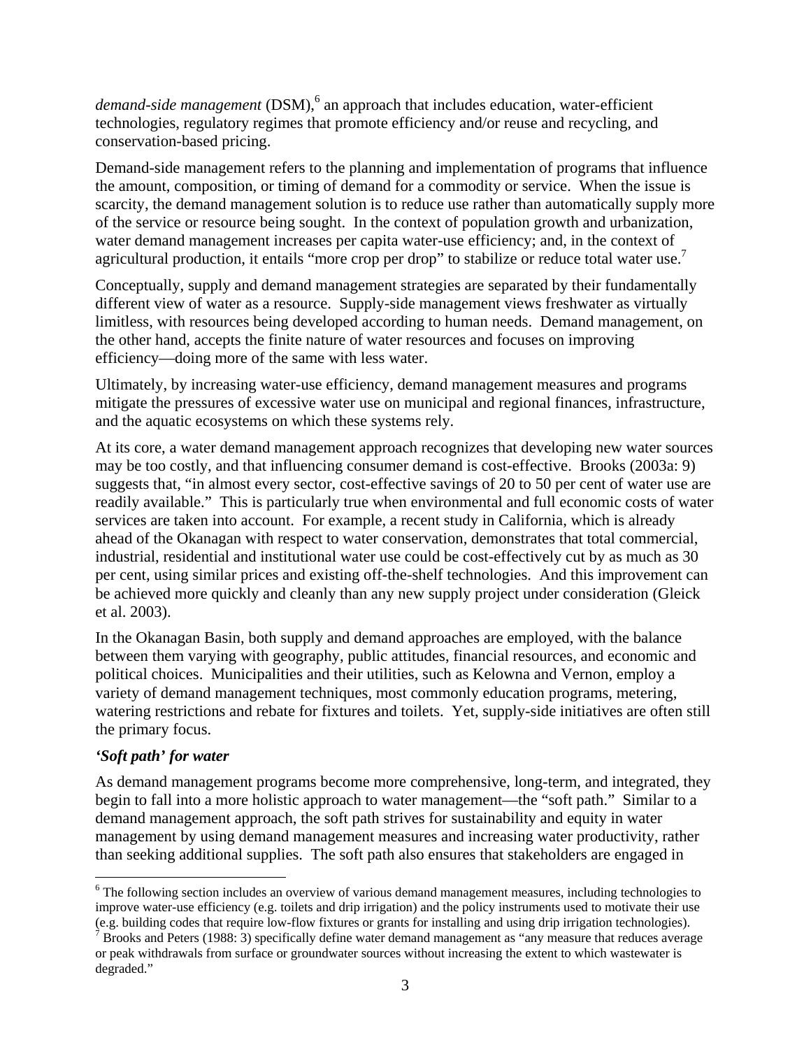*demand-side management* (DSM),[6] an approach that includes education, water-efficient technologies, regulatory regimes that promote efficiency and/or reuse and recycling, and conservation-based pricing.

Demand-side management refers to the planning and implementation of programs that influence the amount, composition, or timing of demand for a commodity or service. When the issue is scarcity, the demand management solution is to reduce use rather than automatically supply more of the service or resource being sought. In the context of population growth and urbanization, water demand management increases per capita water-use efficiency; and, in the context of agricultural production, it entails "more crop per drop" to stabilize or reduce total water use.[7]

Conceptually, supply and demand management strategies are separated by their fundamentally different view of water as a resource. Supply-side management views freshwater as virtually limitless, with resources being developed according to human needs. Demand management, on the other hand, accepts the finite nature of water resources and focuses on improving efficiency—doing more of the same with less water.

Ultimately, by increasing water-use efficiency, demand management measures and programs mitigate the pressures of excessive water use on municipal and regional finances, infrastructure, and the aquatic ecosystems on which these systems rely.

At its core, a water demand management approach recognizes that developing new water sources may be too costly, and that influencing consumer demand is cost-effective. Brooks (2003a: 9) suggests that, "in almost every sector, cost-effective savings of 20 to 50 per cent of water use are readily available." This is particularly true when environmental and full economic costs of water services are taken into account. For example, a recent study in California, which is already ahead of the Okanagan with respect to water conservation, demonstrates that total commercial, industrial, residential and institutional water use could be cost-effectively cut by as much as 30 per cent, using similar prices and existing off-the-shelf technologies. And this improvement can be achieved more quickly and cleanly than any new supply project under consideration (Gleick et al. 2003).

In the Okanagan Basin, both supply and demand approaches are employed, with the balance between them varying with geography, public attitudes, financial resources, and economic and political choices. Municipalities and their utilities, such as Kelowna and Vernon, employ a variety of demand management techniques, most commonly education programs, metering, watering restrictions and rebate for fixtures and toilets. Yet, supply-side initiatives are often still the primary focus.

### *'Soft path' for water*

As demand management programs become more comprehensive, long-term, and integrated, they begin to fall into a more holistic approach to water management—the "soft path." Similar to a demand management approach, the soft path strives for sustainability and equity in water management by using demand management measures and increasing water productivity, rather than seeking additional supplies. The soft path also ensures that stakeholders are engaged in

---

[6] The following section includes an overview of various demand management measures, including technologies to improve water-use efficiency (e.g. toilets and drip irrigation) and the policy instruments used to motivate their use (e.g. building codes that require low-flow fixtures or grants for installing and using drip irrigation technologies).

[7] Brooks and Peters (1988: 3) specifically define water demand management as "any measure that reduces average or peak withdrawals from surface or groundwater sources without increasing the extent to which wastewater is degraded."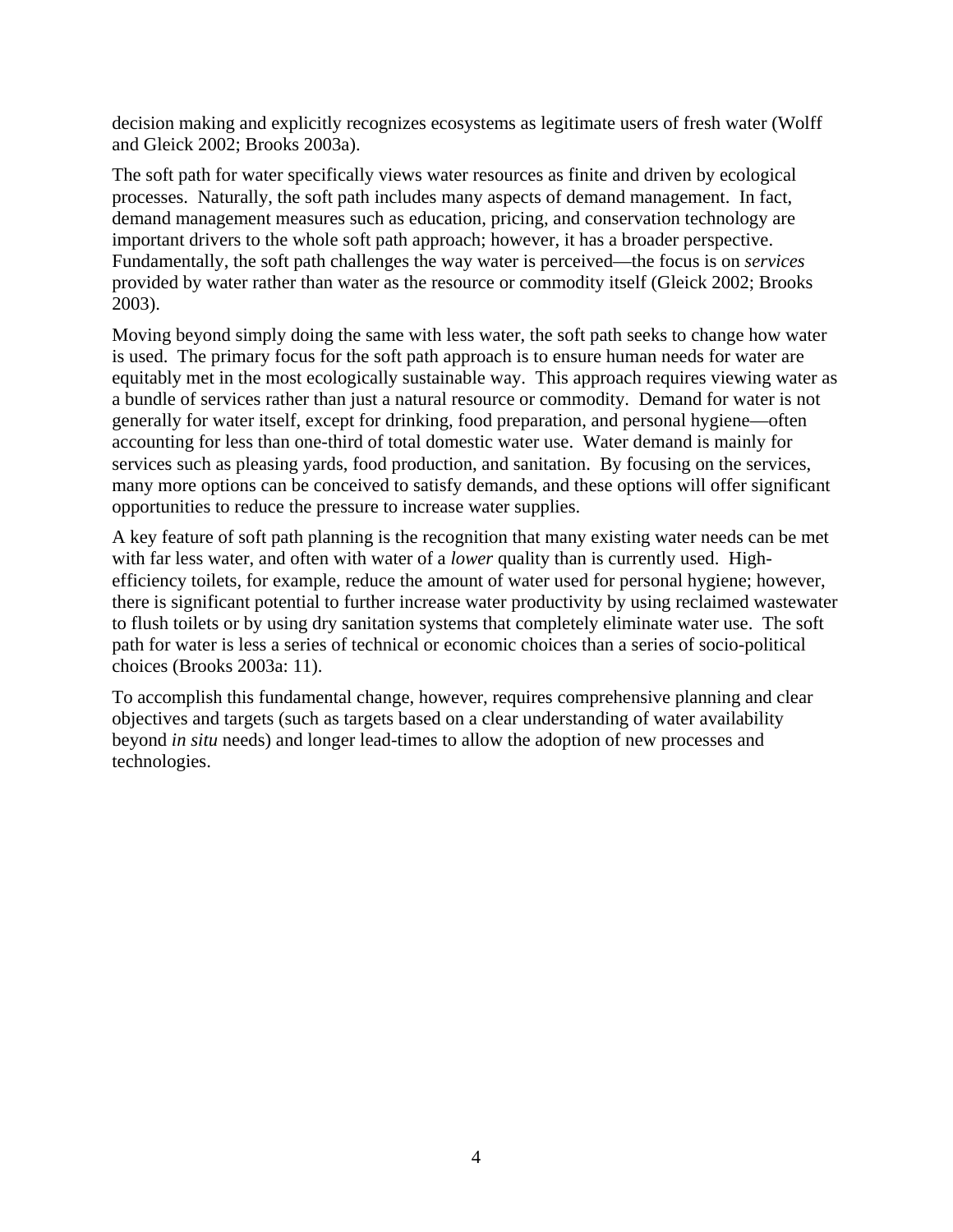decision making and explicitly recognizes ecosystems as legitimate users of fresh water (Wolff and Gleick 2002; Brooks 2003a).

The soft path for water specifically views water resources as finite and driven by ecological processes. Naturally, the soft path includes many aspects of demand management. In fact, demand management measures such as education, pricing, and conservation technology are important drivers to the whole soft path approach; however, it has a broader perspective. Fundamentally, the soft path challenges the way water is perceived—the focus is on *services* provided by water rather than water as the resource or commodity itself (Gleick 2002; Brooks 2003).

Moving beyond simply doing the same with less water, the soft path seeks to change how water is used. The primary focus for the soft path approach is to ensure human needs for water are equitably met in the most ecologically sustainable way. This approach requires viewing water as a bundle of services rather than just a natural resource or commodity. Demand for water is not generally for water itself, except for drinking, food preparation, and personal hygiene—often accounting for less than one-third of total domestic water use. Water demand is mainly for services such as pleasing yards, food production, and sanitation. By focusing on the services, many more options can be conceived to satisfy demands, and these options will offer significant opportunities to reduce the pressure to increase water supplies.

A key feature of soft path planning is the recognition that many existing water needs can be met with far less water, and often with water of a *lower* quality than is currently used. High-efficiency toilets, for example, reduce the amount of water used for personal hygiene; however, there is significant potential to further increase water productivity by using reclaimed wastewater to flush toilets or by using dry sanitation systems that completely eliminate water use. The soft path for water is less a series of technical or economic choices than a series of socio-political choices (Brooks 2003a: 11).

To accomplish this fundamental change, however, requires comprehensive planning and clear objectives and targets (such as targets based on a clear understanding of water availability beyond *in situ* needs) and longer lead-times to allow the adoption of new processes and technologies.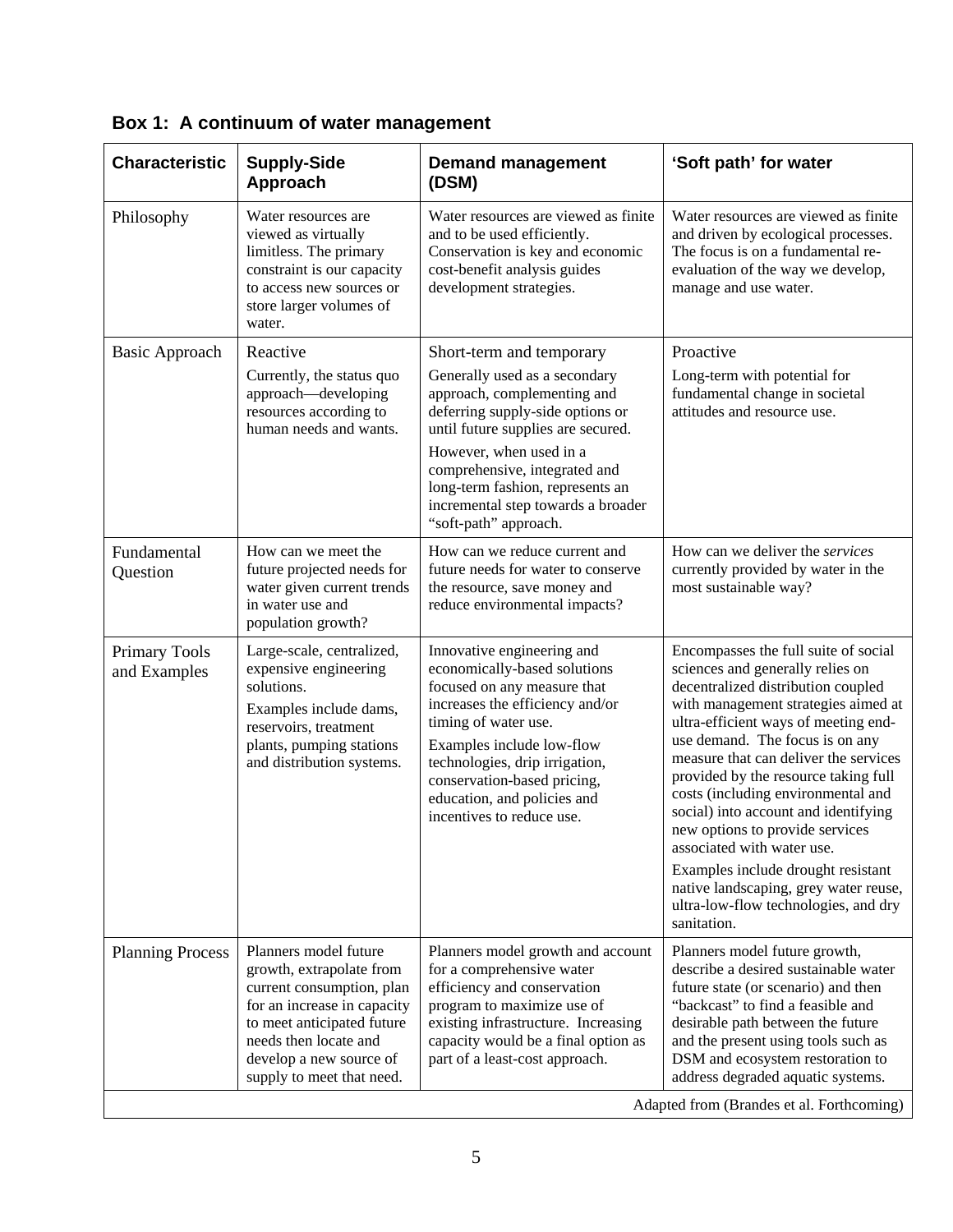**Box 1: A continuum of water management**

| Characteristic | Supply-Side Approach | Demand management (DSM) | 'Soft path' for water |
|---|---|---|---|
| Philosophy | Water resources are viewed as virtually limitless. The primary constraint is our capacity to access new sources or store larger volumes of water. | Water resources are viewed as finite and to be used efficiently. Conservation is key and economic cost-benefit analysis guides development strategies. | Water resources are viewed as finite and driven by ecological processes. The focus is on a fundamental re-evaluation of the way we develop, manage and use water. |
| Basic Approach | Reactive<br>Currently, the status quo approach—developing resources according to human needs and wants. | Short-term and temporary<br>Generally used as a secondary approach, complementing and deferring supply-side options or until future supplies are secured.<br>However, when used in a comprehensive, integrated and long-term fashion, represents an incremental step towards a broader "soft-path" approach. | Proactive<br>Long-term with potential for fundamental change in societal attitudes and resource use. |
| Fundamental Question | How can we meet the future projected needs for water given current trends in water use and population growth? | How can we reduce current and future needs for water to conserve the resource, save money and reduce environmental impacts? | How can we deliver the *services* currently provided by water in the most sustainable way? |
| Primary Tools and Examples | Large-scale, centralized, expensive engineering solutions.<br>Examples include dams, reservoirs, treatment plants, pumping stations and distribution systems. | Innovative engineering and economically-based solutions focused on any measure that increases the efficiency and/or timing of water use.<br>Examples include low-flow technologies, drip irrigation, conservation-based pricing, education, and policies and incentives to reduce use. | Encompasses the full suite of social sciences and generally relies on decentralized distribution coupled with management strategies aimed at ultra-efficient ways of meeting end-use demand. The focus is on any measure that can deliver the services provided by the resource taking full costs (including environmental and social) into account and identifying new options to provide services associated with water use.<br>Examples include drought resistant native landscaping, grey water reuse, ultra-low-flow technologies, and dry sanitation. |
| Planning Process | Planners model future growth, extrapolate from current consumption, plan for an increase in capacity to meet anticipated future needs then locate and develop a new source of supply to meet that need. | Planners model growth and account for a comprehensive water efficiency and conservation program to maximize use of existing infrastructure. Increasing capacity would be a final option as part of a least-cost approach. | Planners model future growth, describe a desired sustainable water future state (or scenario) and then "backcast" to find a feasible and desirable path between the future and the present using tools such as DSM and ecosystem restoration to address degraded aquatic systems. |

Adapted from (Brandes et al. Forthcoming)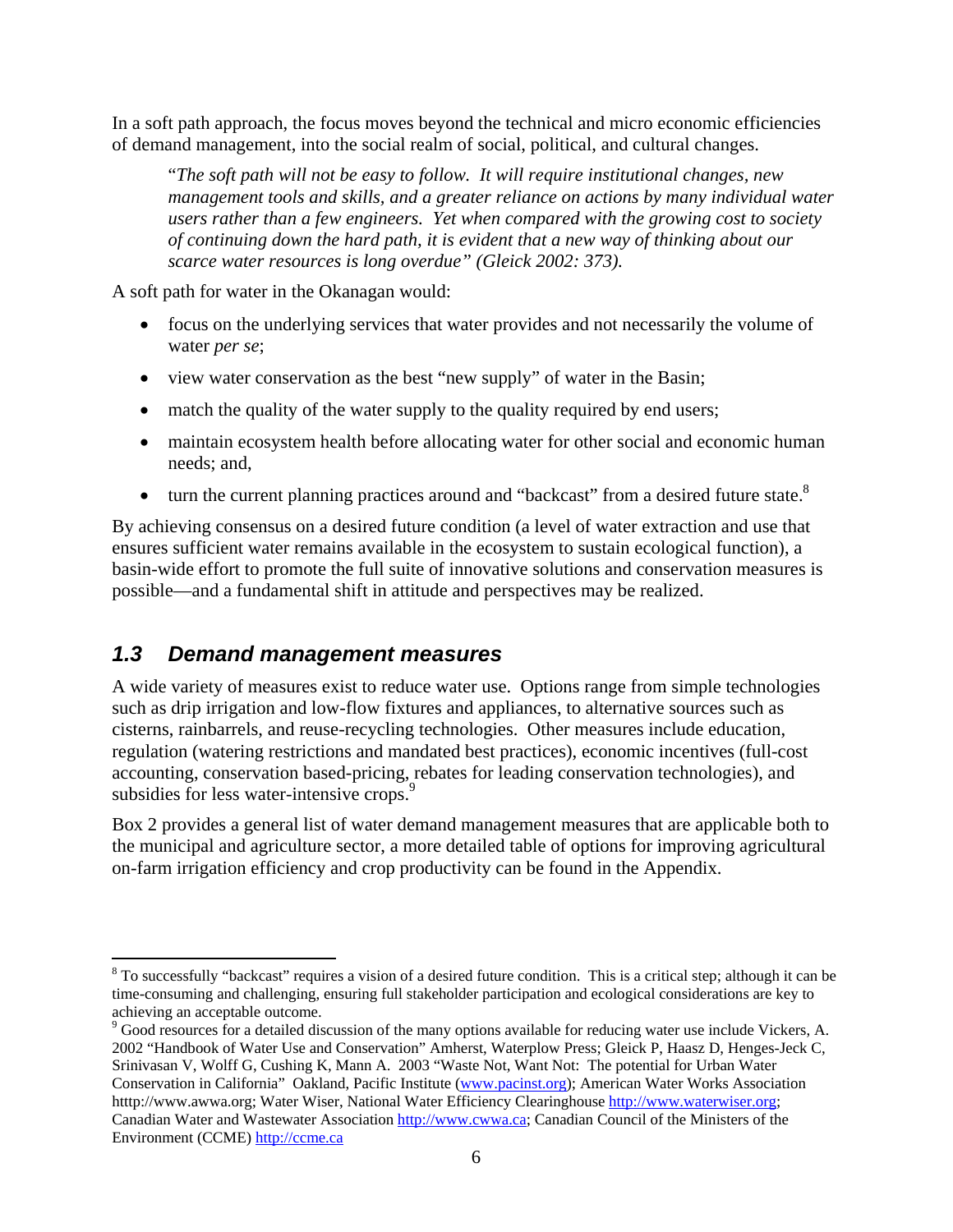In a soft path approach, the focus moves beyond the technical and micro economic efficiencies of demand management, into the social realm of social, political, and cultural changes.

> "*The soft path will not be easy to follow. It will require institutional changes, new management tools and skills, and a greater reliance on actions by many individual water users rather than a few engineers. Yet when compared with the growing cost to society of continuing down the hard path, it is evident that a new way of thinking about our scarce water resources is long overdue" (Gleick 2002: 373).*

A soft path for water in the Okanagan would:

- focus on the underlying services that water provides and not necessarily the volume of water *per se*;
- view water conservation as the best "new supply" of water in the Basin;
- match the quality of the water supply to the quality required by end users;
- maintain ecosystem health before allocating water for other social and economic human needs; and,
- turn the current planning practices around and "backcast" from a desired future state.[8]

By achieving consensus on a desired future condition (a level of water extraction and use that ensures sufficient water remains available in the ecosystem to sustain ecological function), a basin-wide effort to promote the full suite of innovative solutions and conservation measures is possible—and a fundamental shift in attitude and perspectives may be realized.

## 1.3 Demand management measures

A wide variety of measures exist to reduce water use. Options range from simple technologies such as drip irrigation and low-flow fixtures and appliances, to alternative sources such as cisterns, rainbarrels, and reuse-recycling technologies. Other measures include education, regulation (watering restrictions and mandated best practices), economic incentives (full-cost accounting, conservation based-pricing, rebates for leading conservation technologies), and subsidies for less water-intensive crops.[9]

Box 2 provides a general list of water demand management measures that are applicable both to the municipal and agriculture sector, a more detailed table of options for improving agricultural on-farm irrigation efficiency and crop productivity can be found in the Appendix.

---

[8] To successfully "backcast" requires a vision of a desired future condition. This is a critical step; although it can be time-consuming and challenging, ensuring full stakeholder participation and ecological considerations are key to achieving an acceptable outcome.

[9] Good resources for a detailed discussion of the many options available for reducing water use include Vickers, A. 2002 "Handbook of Water Use and Conservation" Amherst, Waterplow Press; Gleick P, Haasz D, Henges-Jeck C, Srinivasan V, Wolff G, Cushing K, Mann A. 2003 "Waste Not, Want Not: The potential for Urban Water Conservation in California" Oakland, Pacific Institute (www.pacinst.org); American Water Works Association htttp://www.awwa.org; Water Wiser, National Water Efficiency Clearinghouse http://www.waterwiser.org; Canadian Water and Wastewater Association http://www.cwwa.ca; Canadian Council of the Ministers of the Environment (CCME) http://ccme.ca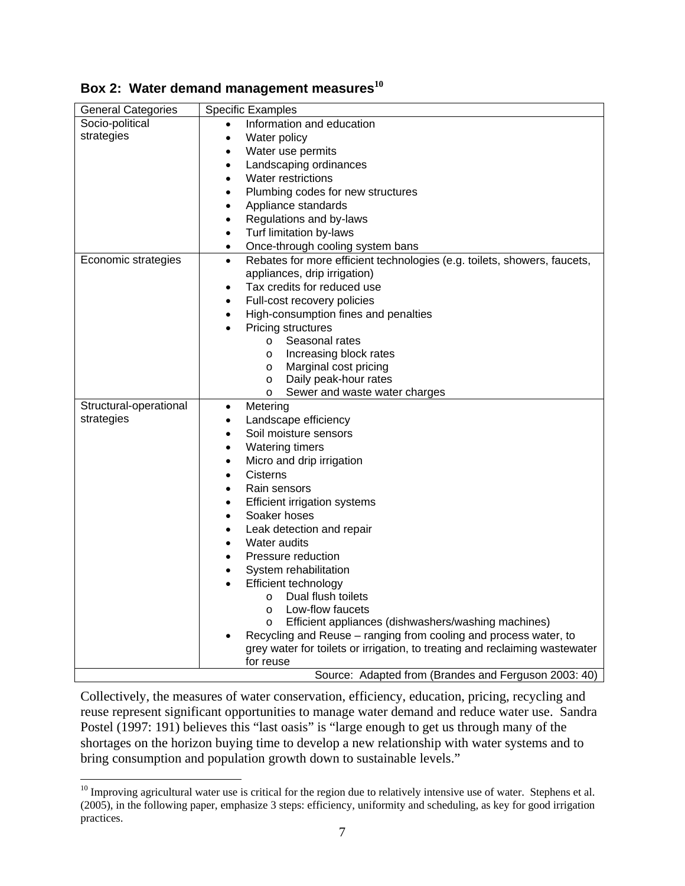**Box 2: Water demand management measures[10]**

| General Categories | Specific Examples |
|---|---|
| Socio-political strategies | • Information and education<br>• Water policy<br>• Water use permits<br>• Landscaping ordinances<br>• Water restrictions<br>• Plumbing codes for new structures<br>• Appliance standards<br>• Regulations and by-laws<br>• Turf limitation by-laws<br>• Once-through cooling system bans |
| Economic strategies | • Rebates for more efficient technologies (e.g. toilets, showers, faucets, appliances, drip irrigation)<br>• Tax credits for reduced use<br>• Full-cost recovery policies<br>• High-consumption fines and penalties<br>• Pricing structures<br>o Seasonal rates<br>o Increasing block rates<br>o Marginal cost pricing<br>o Daily peak-hour rates<br>o Sewer and waste water charges |
| Structural-operational strategies | • Metering<br>• Landscape efficiency<br>• Soil moisture sensors<br>• Watering timers<br>• Micro and drip irrigation<br>• Cisterns<br>• Rain sensors<br>• Efficient irrigation systems<br>• Soaker hoses<br>• Leak detection and repair<br>• Water audits<br>• Pressure reduction<br>• System rehabilitation<br>• Efficient technology<br>o Dual flush toilets<br>o Low-flow faucets<br>o Efficient appliances (dishwashers/washing machines)<br>• Recycling and Reuse – ranging from cooling and process water, to grey water for toilets or irrigation, to treating and reclaiming wastewater for reuse |
| | Source: Adapted from (Brandes and Ferguson 2003: 40) |

Collectively, the measures of water conservation, efficiency, education, pricing, recycling and reuse represent significant opportunities to manage water demand and reduce water use. Sandra Postel (1997: 191) believes this "last oasis" is "large enough to get us through many of the shortages on the horizon buying time to develop a new relationship with water systems and to bring consumption and population growth down to sustainable levels."

[10] Improving agricultural water use is critical for the region due to relatively intensive use of water. Stephens et al. (2005), in the following paper, emphasize 3 steps: efficiency, uniformity and scheduling, as key for good irrigation practices.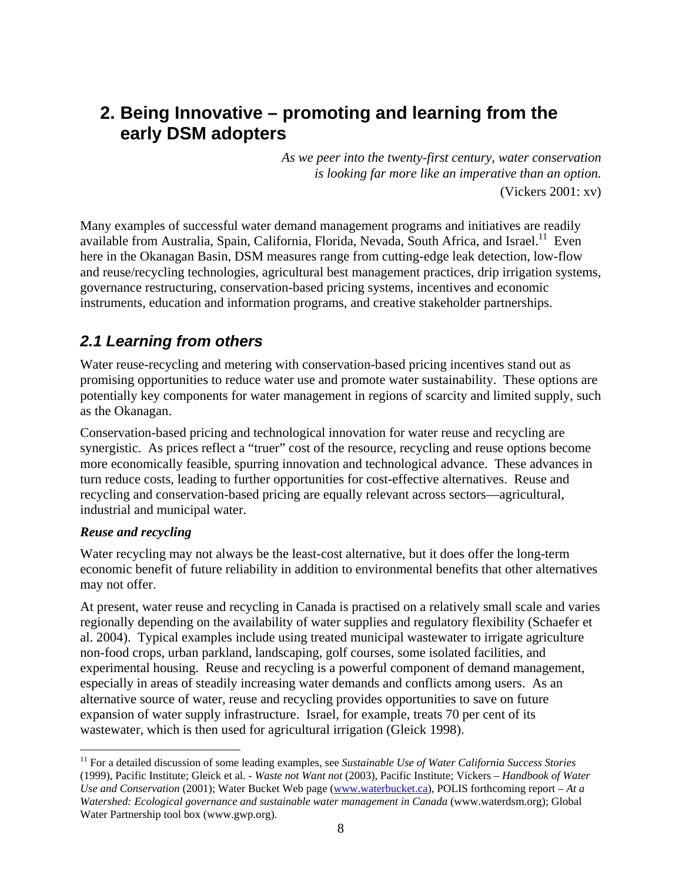## 2. Being Innovative – promoting and learning from the early DSM adopters

> *As we peer into the twenty-first century, water conservation is looking far more like an imperative than an option.*
> (Vickers 2001: xv)

Many examples of successful water demand management programs and initiatives are readily available from Australia, Spain, California, Florida, Nevada, South Africa, and Israel.[11] Even here in the Okanagan Basin, DSM measures range from cutting-edge leak detection, low-flow and reuse/recycling technologies, agricultural best management practices, drip irrigation systems, governance restructuring, conservation-based pricing systems, incentives and economic instruments, education and information programs, and creative stakeholder partnerships.

### *2.1 Learning from others*

Water reuse-recycling and metering with conservation-based pricing incentives stand out as promising opportunities to reduce water use and promote water sustainability. These options are potentially key components for water management in regions of scarcity and limited supply, such as the Okanagan.

Conservation-based pricing and technological innovation for water reuse and recycling are synergistic. As prices reflect a "truer" cost of the resource, recycling and reuse options become more economically feasible, spurring innovation and technological advance. These advances in turn reduce costs, leading to further opportunities for cost-effective alternatives. Reuse and recycling and conservation-based pricing are equally relevant across sectors—agricultural, industrial and municipal water.

***Reuse and recycling***

Water recycling may not always be the least-cost alternative, but it does offer the long-term economic benefit of future reliability in addition to environmental benefits that other alternatives may not offer.

At present, water reuse and recycling in Canada is practised on a relatively small scale and varies regionally depending on the availability of water supplies and regulatory flexibility (Schaefer et al. 2004). Typical examples include using treated municipal wastewater to irrigate agriculture non-food crops, urban parkland, landscaping, golf courses, some isolated facilities, and experimental housing. Reuse and recycling is a powerful component of demand management, especially in areas of steadily increasing water demands and conflicts among users. As an alternative source of water, reuse and recycling provides opportunities to save on future expansion of water supply infrastructure. Israel, for example, treats 70 per cent of its wastewater, which is then used for agricultural irrigation (Gleick 1998).

---

[11] For a detailed discussion of some leading examples, see *Sustainable Use of Water California Success Stories* (1999), Pacific Institute; Gleick et al. - *Waste not Want not* (2003), Pacific Institute; Vickers – *Handbook of Water Use and Conservation* (2001); Water Bucket Web page (www.waterbucket.ca), POLIS forthcoming report – *At a Watershed: Ecological governance and sustainable water management in Canada* (www.waterdsm.org); Global Water Partnership tool box (www.gwp.org).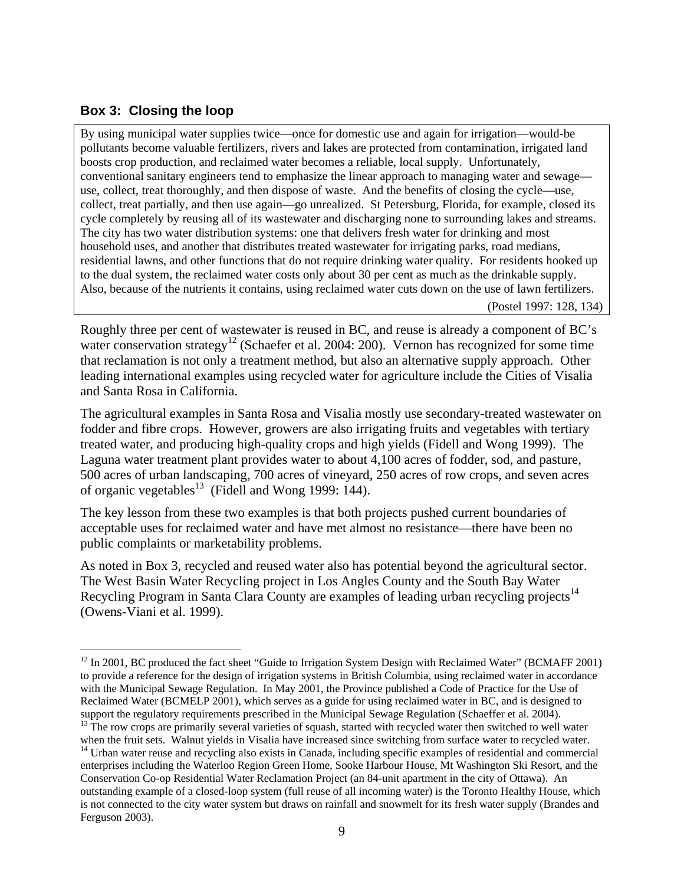### Box 3: Closing the loop

> By using municipal water supplies twice—once for domestic use and again for irrigation—would-be pollutants become valuable fertilizers, rivers and lakes are protected from contamination, irrigated land boosts crop production, and reclaimed water becomes a reliable, local supply. Unfortunately, conventional sanitary engineers tend to emphasize the linear approach to managing water and sewage—use, collect, treat thoroughly, and then dispose of waste. And the benefits of closing the cycle—use, collect, treat partially, and then use again—go unrealized. St Petersburg, Florida, for example, closed its cycle completely by reusing all of its wastewater and discharging none to surrounding lakes and streams. The city has two water distribution systems: one that delivers fresh water for drinking and most household uses, and another that distributes treated wastewater for irrigating parks, road medians, residential lawns, and other functions that do not require drinking water quality. For residents hooked up to the dual system, the reclaimed water costs only about 30 per cent as much as the drinkable supply. Also, because of the nutrients it contains, using reclaimed water cuts down on the use of lawn fertilizers.
>
> (Postel 1997: 128, 134)

Roughly three per cent of wastewater is reused in BC, and reuse is already a component of BC's water conservation strategy[12] (Schaefer et al. 2004: 200). Vernon has recognized for some time that reclamation is not only a treatment method, but also an alternative supply approach. Other leading international examples using recycled water for agriculture include the Cities of Visalia and Santa Rosa in California.

The agricultural examples in Santa Rosa and Visalia mostly use secondary-treated wastewater on fodder and fibre crops. However, growers are also irrigating fruits and vegetables with tertiary treated water, and producing high-quality crops and high yields (Fidell and Wong 1999). The Laguna water treatment plant provides water to about 4,100 acres of fodder, sod, and pasture, 500 acres of urban landscaping, 700 acres of vineyard, 250 acres of row crops, and seven acres of organic vegetables[13] (Fidell and Wong 1999: 144).

The key lesson from these two examples is that both projects pushed current boundaries of acceptable uses for reclaimed water and have met almost no resistance—there have been no public complaints or marketability problems.

As noted in Box 3, recycled and reused water also has potential beyond the agricultural sector. The West Basin Water Recycling project in Los Angles County and the South Bay Water Recycling Program in Santa Clara County are examples of leading urban recycling projects[14] (Owens-Viani et al. 1999).

---

[12] In 2001, BC produced the fact sheet "Guide to Irrigation System Design with Reclaimed Water" (BCMAFF 2001) to provide a reference for the design of irrigation systems in British Columbia, using reclaimed water in accordance with the Municipal Sewage Regulation. In May 2001, the Province published a Code of Practice for the Use of Reclaimed Water (BCMELP 2001), which serves as a guide for using reclaimed water in BC, and is designed to support the regulatory requirements prescribed in the Municipal Sewage Regulation (Schaeffer et al. 2004).

[13] The row crops are primarily several varieties of squash, started with recycled water then switched to well water when the fruit sets. Walnut yields in Visalia have increased since switching from surface water to recycled water.

[14] Urban water reuse and recycling also exists in Canada, including specific examples of residential and commercial enterprises including the Waterloo Region Green Home, Sooke Harbour House, Mt Washington Ski Resort, and the Conservation Co-op Residential Water Reclamation Project (an 84-unit apartment in the city of Ottawa). An outstanding example of a closed-loop system (full reuse of all incoming water) is the Toronto Healthy House, which is not connected to the city water system but draws on rainfall and snowmelt for its fresh water supply (Brandes and Ferguson 2003).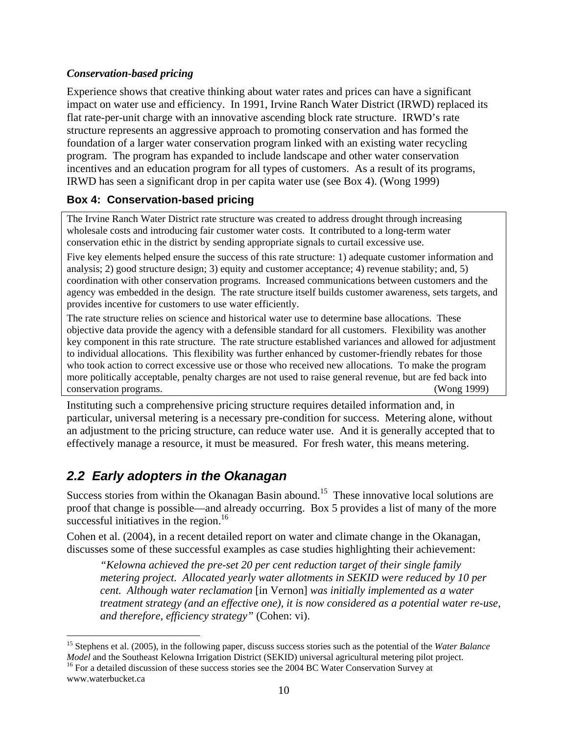***Conservation-based pricing***

Experience shows that creative thinking about water rates and prices can have a significant impact on water use and efficiency. In 1991, Irvine Ranch Water District (IRWD) replaced its flat rate-per-unit charge with an innovative ascending block rate structure. IRWD's rate structure represents an aggressive approach to promoting conservation and has formed the foundation of a larger water conservation program linked with an existing water recycling program. The program has expanded to include landscape and other water conservation incentives and an education program for all types of customers. As a result of its programs, IRWD has seen a significant drop in per capita water use (see Box 4). (Wong 1999)

**Box 4: Conservation-based pricing**

> The Irvine Ranch Water District rate structure was created to address drought through increasing wholesale costs and introducing fair customer water costs. It contributed to a long-term water conservation ethic in the district by sending appropriate signals to curtail excessive use.
>
> Five key elements helped ensure the success of this rate structure: 1) adequate customer information and analysis; 2) good structure design; 3) equity and customer acceptance; 4) revenue stability; and, 5) coordination with other conservation programs. Increased communications between customers and the agency was embedded in the design. The rate structure itself builds customer awareness, sets targets, and provides incentive for customers to use water efficiently.
>
> The rate structure relies on science and historical water use to determine base allocations. These objective data provide the agency with a defensible standard for all customers. Flexibility was another key component in this rate structure. The rate structure established variances and allowed for adjustment to individual allocations. This flexibility was further enhanced by customer-friendly rebates for those who took action to correct excessive use or those who received new allocations. To make the program more politically acceptable, penalty charges are not used to raise general revenue, but are fed back into conservation programs. (Wong 1999)

Instituting such a comprehensive pricing structure requires detailed information and, in particular, universal metering is a necessary pre-condition for success. Metering alone, without an adjustment to the pricing structure, can reduce water use. And it is generally accepted that to effectively manage a resource, it must be measured. For fresh water, this means metering.

## *2.2 Early adopters in the Okanagan*

Success stories from within the Okanagan Basin abound.[15] These innovative local solutions are proof that change is possible—and already occurring. Box 5 provides a list of many of the more successful initiatives in the region.[16]

Cohen et al. (2004), in a recent detailed report on water and climate change in the Okanagan, discusses some of these successful examples as case studies highlighting their achievement:

> *"Kelowna achieved the pre-set 20 per cent reduction target of their single family metering project. Allocated yearly water allotments in SEKID were reduced by 10 per cent. Although water reclamation* [in Vernon] *was initially implemented as a water treatment strategy (and an effective one), it is now considered as a potential water re-use, and therefore, efficiency strategy"* (Cohen: vi).

---

[15] Stephens et al. (2005), in the following paper, discuss success stories such as the potential of the *Water Balance Model* and the Southeast Kelowna Irrigation District (SEKID) universal agricultural metering pilot project.

[16] For a detailed discussion of these success stories see the 2004 BC Water Conservation Survey at www.waterbucket.ca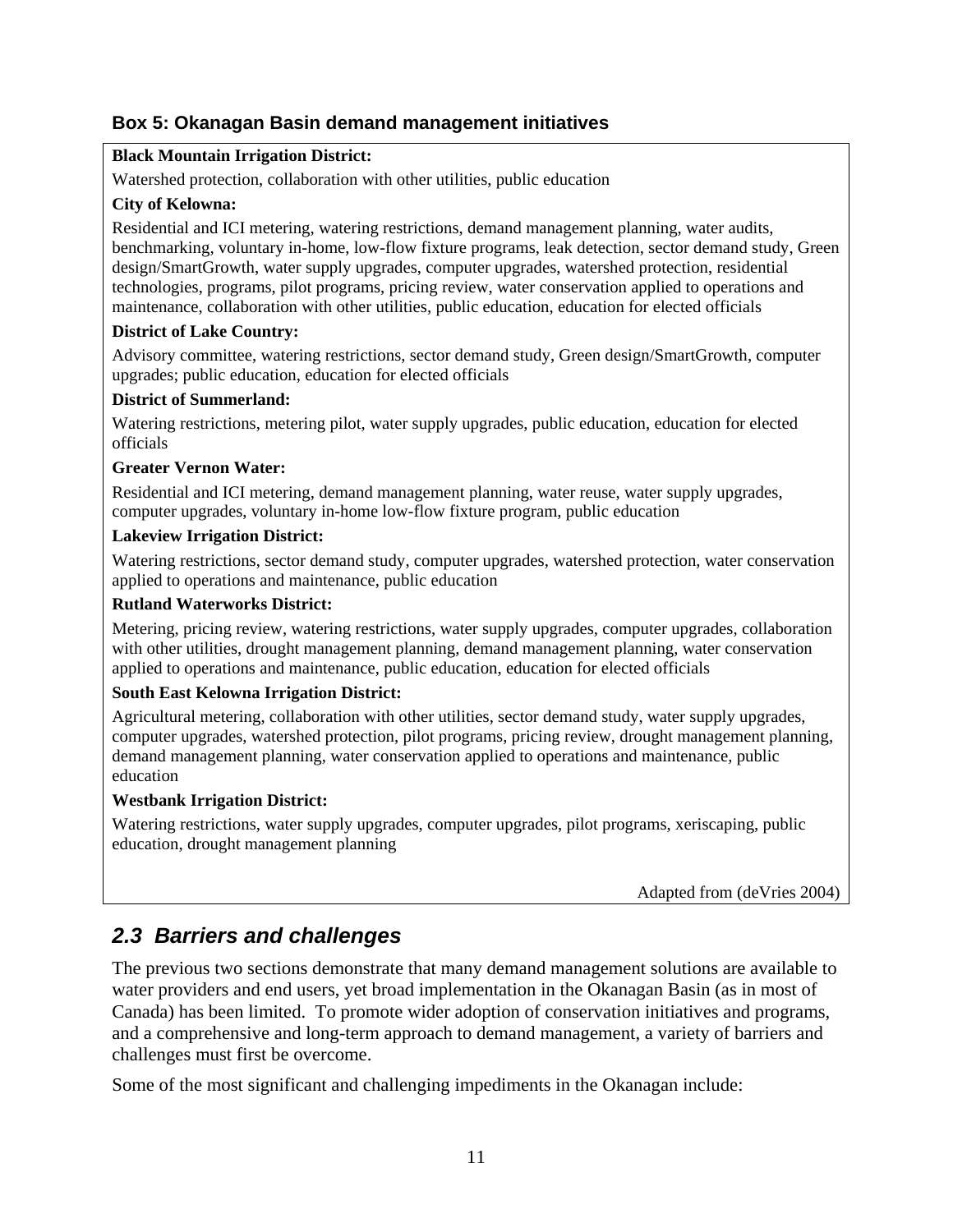### Box 5: Okanagan Basin demand management initiatives

**Black Mountain Irrigation District:**

Watershed protection, collaboration with other utilities, public education

**City of Kelowna:**

Residential and ICI metering, watering restrictions, demand management planning, water audits, benchmarking, voluntary in-home, low-flow fixture programs, leak detection, sector demand study, Green design/SmartGrowth, water supply upgrades, computer upgrades, watershed protection, residential technologies, programs, pilot programs, pricing review, water conservation applied to operations and maintenance, collaboration with other utilities, public education, education for elected officials

**District of Lake Country:**

Advisory committee, watering restrictions, sector demand study, Green design/SmartGrowth, computer upgrades; public education, education for elected officials

**District of Summerland:**

Watering restrictions, metering pilot, water supply upgrades, public education, education for elected officials

**Greater Vernon Water:**

Residential and ICI metering, demand management planning, water reuse, water supply upgrades, computer upgrades, voluntary in-home low-flow fixture program, public education

**Lakeview Irrigation District:**

Watering restrictions, sector demand study, computer upgrades, watershed protection, water conservation applied to operations and maintenance, public education

**Rutland Waterworks District:**

Metering, pricing review, watering restrictions, water supply upgrades, computer upgrades, collaboration with other utilities, drought management planning, demand management planning, water conservation applied to operations and maintenance, public education, education for elected officials

**South East Kelowna Irrigation District:**

Agricultural metering, collaboration with other utilities, sector demand study, water supply upgrades, computer upgrades, watershed protection, pilot programs, pricing review, drought management planning, demand management planning, water conservation applied to operations and maintenance, public education

**Westbank Irrigation District:**

Watering restrictions, water supply upgrades, computer upgrades, pilot programs, xeriscaping, public education, drought management planning

Adapted from (deVries 2004)

## *2.3 Barriers and challenges*

The previous two sections demonstrate that many demand management solutions are available to water providers and end users, yet broad implementation in the Okanagan Basin (as in most of Canada) has been limited. To promote wider adoption of conservation initiatives and programs, and a comprehensive and long-term approach to demand management, a variety of barriers and challenges must first be overcome.

Some of the most significant and challenging impediments in the Okanagan include: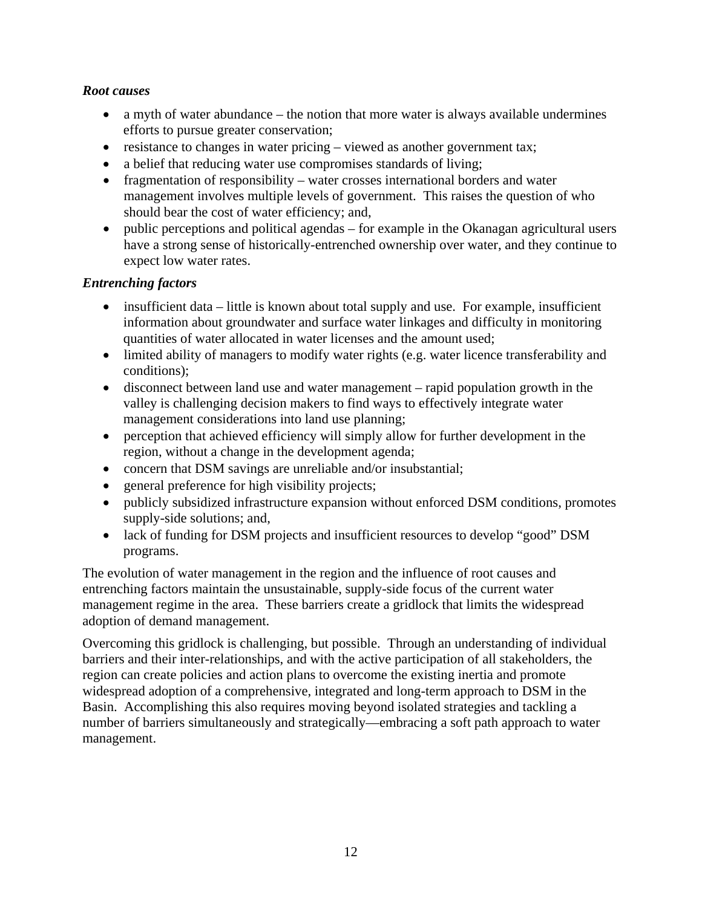***Root causes***

- a myth of water abundance – the notion that more water is always available undermines efforts to pursue greater conservation;
- resistance to changes in water pricing – viewed as another government tax;
- a belief that reducing water use compromises standards of living;
- fragmentation of responsibility – water crosses international borders and water management involves multiple levels of government. This raises the question of who should bear the cost of water efficiency; and,
- public perceptions and political agendas – for example in the Okanagan agricultural users have a strong sense of historically-entrenched ownership over water, and they continue to expect low water rates.

***Entrenching factors***

- insufficient data – little is known about total supply and use. For example, insufficient information about groundwater and surface water linkages and difficulty in monitoring quantities of water allocated in water licenses and the amount used;
- limited ability of managers to modify water rights (e.g. water licence transferability and conditions);
- disconnect between land use and water management – rapid population growth in the valley is challenging decision makers to find ways to effectively integrate water management considerations into land use planning;
- perception that achieved efficiency will simply allow for further development in the region, without a change in the development agenda;
- concern that DSM savings are unreliable and/or insubstantial;
- general preference for high visibility projects;
- publicly subsidized infrastructure expansion without enforced DSM conditions, promotes supply-side solutions; and,
- lack of funding for DSM projects and insufficient resources to develop "good" DSM programs.

The evolution of water management in the region and the influence of root causes and entrenching factors maintain the unsustainable, supply-side focus of the current water management regime in the area. These barriers create a gridlock that limits the widespread adoption of demand management.

Overcoming this gridlock is challenging, but possible. Through an understanding of individual barriers and their inter-relationships, and with the active participation of all stakeholders, the region can create policies and action plans to overcome the existing inertia and promote widespread adoption of a comprehensive, integrated and long-term approach to DSM in the Basin. Accomplishing this also requires moving beyond isolated strategies and tackling a number of barriers simultaneously and strategically—embracing a soft path approach to water management.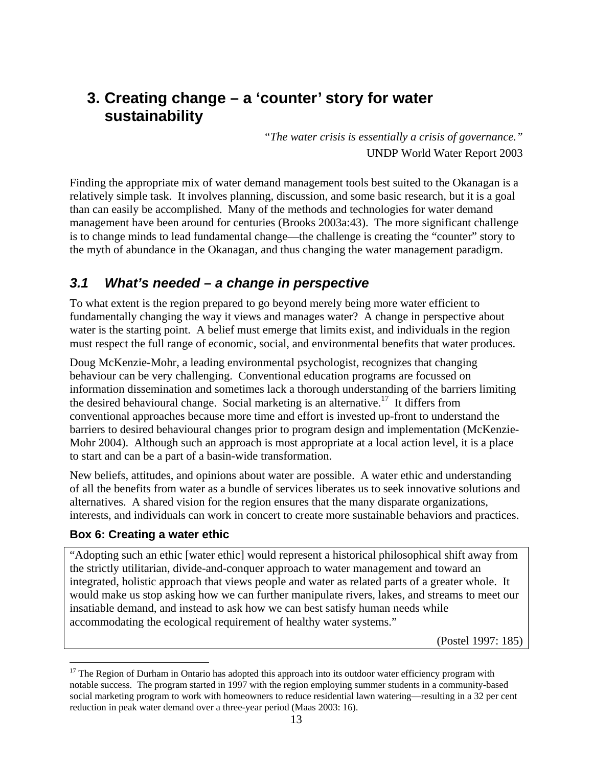# 3. Creating change – a 'counter' story for water sustainability

*"The water crisis is essentially a crisis of governance."*
UNDP World Water Report 2003

Finding the appropriate mix of water demand management tools best suited to the Okanagan is a relatively simple task. It involves planning, discussion, and some basic research, but it is a goal than can easily be accomplished. Many of the methods and technologies for water demand management have been around for centuries (Brooks 2003a:43). The more significant challenge is to change minds to lead fundamental change—the challenge is creating the "counter" story to the myth of abundance in the Okanagan, and thus changing the water management paradigm.

## *3.1 What's needed – a change in perspective*

To what extent is the region prepared to go beyond merely being more water efficient to fundamentally changing the way it views and manages water? A change in perspective about water is the starting point. A belief must emerge that limits exist, and individuals in the region must respect the full range of economic, social, and environmental benefits that water produces.

Doug McKenzie-Mohr, a leading environmental psychologist, recognizes that changing behaviour can be very challenging. Conventional education programs are focussed on information dissemination and sometimes lack a thorough understanding of the barriers limiting the desired behavioural change. Social marketing is an alternative.[17] It differs from conventional approaches because more time and effort is invested up-front to understand the barriers to desired behavioural changes prior to program design and implementation (McKenzie-Mohr 2004). Although such an approach is most appropriate at a local action level, it is a place to start and can be a part of a basin-wide transformation.

New beliefs, attitudes, and opinions about water are possible. A water ethic and understanding of all the benefits from water as a bundle of services liberates us to seek innovative solutions and alternatives. A shared vision for the region ensures that the many disparate organizations, interests, and individuals can work in concert to create more sustainable behaviors and practices.

### Box 6: Creating a water ethic

"Adopting such an ethic [water ethic] would represent a historical philosophical shift away from the strictly utilitarian, divide-and-conquer approach to water management and toward an integrated, holistic approach that views people and water as related parts of a greater whole. It would make us stop asking how we can further manipulate rivers, lakes, and streams to meet our insatiable demand, and instead to ask how we can best satisfy human needs while accommodating the ecological requirement of healthy water systems."

(Postel 1997: 185)

---

[17] The Region of Durham in Ontario has adopted this approach into its outdoor water efficiency program with notable success. The program started in 1997 with the region employing summer students in a community-based social marketing program to work with homeowners to reduce residential lawn watering—resulting in a 32 per cent reduction in peak water demand over a three-year period (Maas 2003: 16).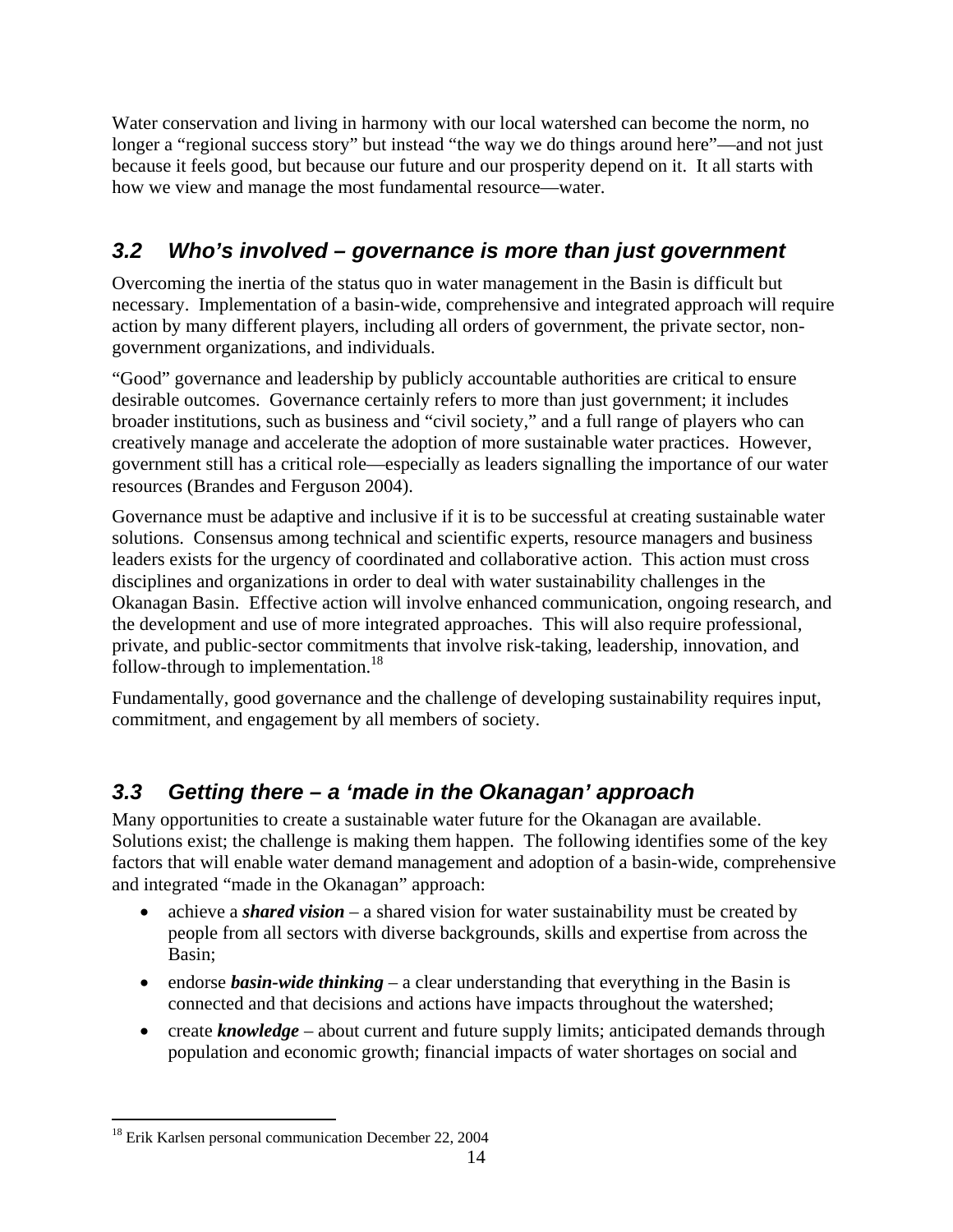Water conservation and living in harmony with our local watershed can become the norm, no longer a "regional success story" but instead "the way we do things around here"—and not just because it feels good, but because our future and our prosperity depend on it. It all starts with how we view and manage the most fundamental resource—water.

## *3.2 Who's involved – governance is more than just government*

Overcoming the inertia of the status quo in water management in the Basin is difficult but necessary. Implementation of a basin-wide, comprehensive and integrated approach will require action by many different players, including all orders of government, the private sector, non-government organizations, and individuals.

"Good" governance and leadership by publicly accountable authorities are critical to ensure desirable outcomes. Governance certainly refers to more than just government; it includes broader institutions, such as business and "civil society," and a full range of players who can creatively manage and accelerate the adoption of more sustainable water practices. However, government still has a critical role—especially as leaders signalling the importance of our water resources (Brandes and Ferguson 2004).

Governance must be adaptive and inclusive if it is to be successful at creating sustainable water solutions. Consensus among technical and scientific experts, resource managers and business leaders exists for the urgency of coordinated and collaborative action. This action must cross disciplines and organizations in order to deal with water sustainability challenges in the Okanagan Basin. Effective action will involve enhanced communication, ongoing research, and the development and use of more integrated approaches. This will also require professional, private, and public-sector commitments that involve risk-taking, leadership, innovation, and follow-through to implementation.[18]

Fundamentally, good governance and the challenge of developing sustainability requires input, commitment, and engagement by all members of society.

## *3.3 Getting there – a 'made in the Okanagan' approach*

Many opportunities to create a sustainable water future for the Okanagan are available. Solutions exist; the challenge is making them happen. The following identifies some of the key factors that will enable water demand management and adoption of a basin-wide, comprehensive and integrated "made in the Okanagan" approach:

- achieve a ***shared vision*** – a shared vision for water sustainability must be created by people from all sectors with diverse backgrounds, skills and expertise from across the Basin;
- endorse ***basin-wide thinking*** – a clear understanding that everything in the Basin is connected and that decisions and actions have impacts throughout the watershed;
- create ***knowledge*** – about current and future supply limits; anticipated demands through population and economic growth; financial impacts of water shortages on social and

[18] Erik Karlsen personal communication December 22, 2004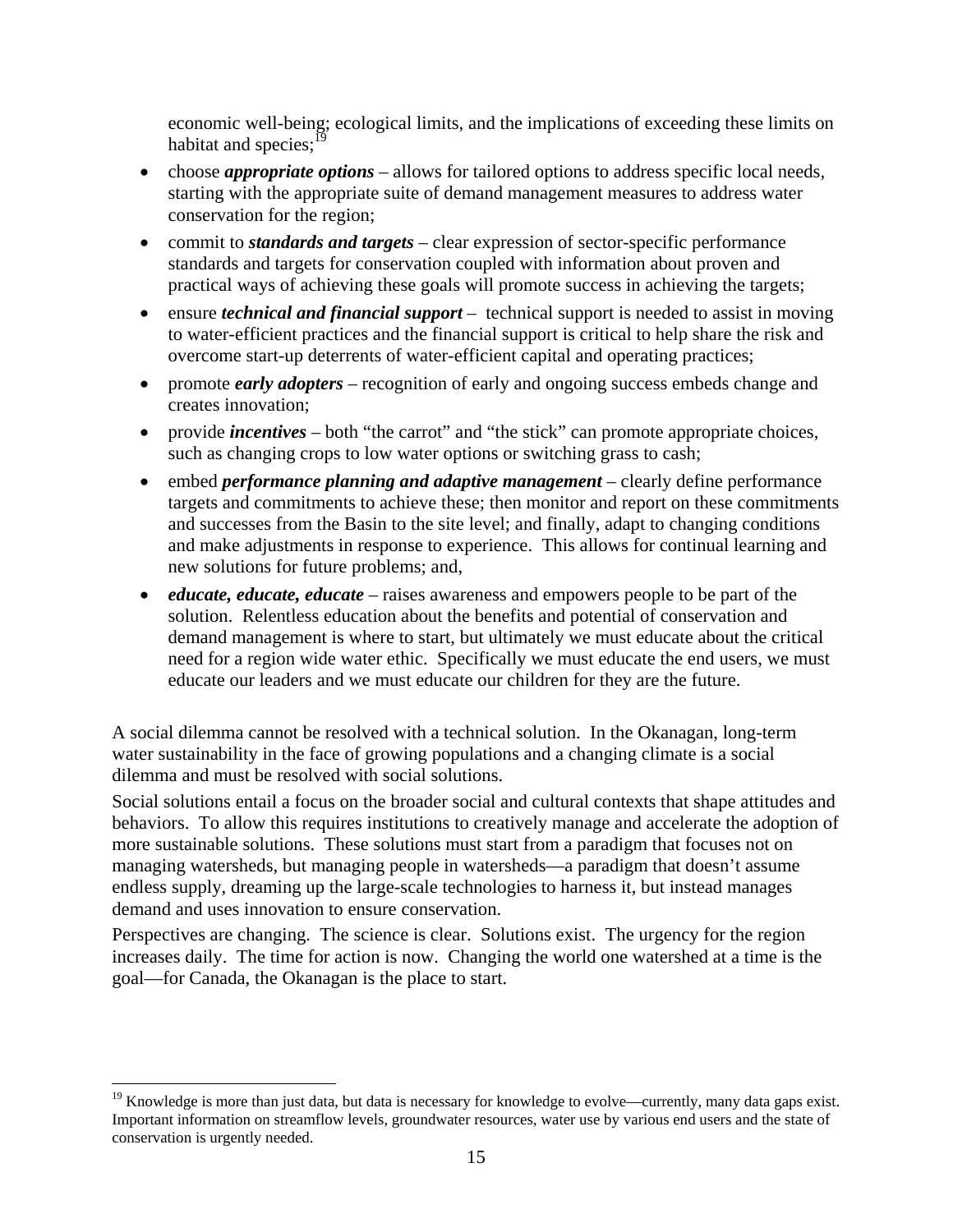economic well-being; ecological limits, and the implications of exceeding these limits on habitat and species;[19]

- choose ***appropriate options*** – allows for tailored options to address specific local needs, starting with the appropriate suite of demand management measures to address water conservation for the region;
- commit to ***standards and targets*** – clear expression of sector-specific performance standards and targets for conservation coupled with information about proven and practical ways of achieving these goals will promote success in achieving the targets;
- ensure ***technical and financial support*** – technical support is needed to assist in moving to water-efficient practices and the financial support is critical to help share the risk and overcome start-up deterrents of water-efficient capital and operating practices;
- promote ***early adopters*** – recognition of early and ongoing success embeds change and creates innovation;
- provide ***incentives*** – both "the carrot" and "the stick" can promote appropriate choices, such as changing crops to low water options or switching grass to cash;
- embed ***performance planning and adaptive management*** – clearly define performance targets and commitments to achieve these; then monitor and report on these commitments and successes from the Basin to the site level; and finally, adapt to changing conditions and make adjustments in response to experience. This allows for continual learning and new solutions for future problems; and,
- ***educate, educate, educate*** – raises awareness and empowers people to be part of the solution. Relentless education about the benefits and potential of conservation and demand management is where to start, but ultimately we must educate about the critical need for a region wide water ethic. Specifically we must educate the end users, we must educate our leaders and we must educate our children for they are the future.

A social dilemma cannot be resolved with a technical solution. In the Okanagan, long-term water sustainability in the face of growing populations and a changing climate is a social dilemma and must be resolved with social solutions.

Social solutions entail a focus on the broader social and cultural contexts that shape attitudes and behaviors. To allow this requires institutions to creatively manage and accelerate the adoption of more sustainable solutions. These solutions must start from a paradigm that focuses not on managing watersheds, but managing people in watersheds—a paradigm that doesn't assume endless supply, dreaming up the large-scale technologies to harness it, but instead manages demand and uses innovation to ensure conservation.

Perspectives are changing. The science is clear. Solutions exist. The urgency for the region increases daily. The time for action is now. Changing the world one watershed at a time is the goal—for Canada, the Okanagan is the place to start.

---

[19] Knowledge is more than just data, but data is necessary for knowledge to evolve—currently, many data gaps exist. Important information on streamflow levels, groundwater resources, water use by various end users and the state of conservation is urgently needed.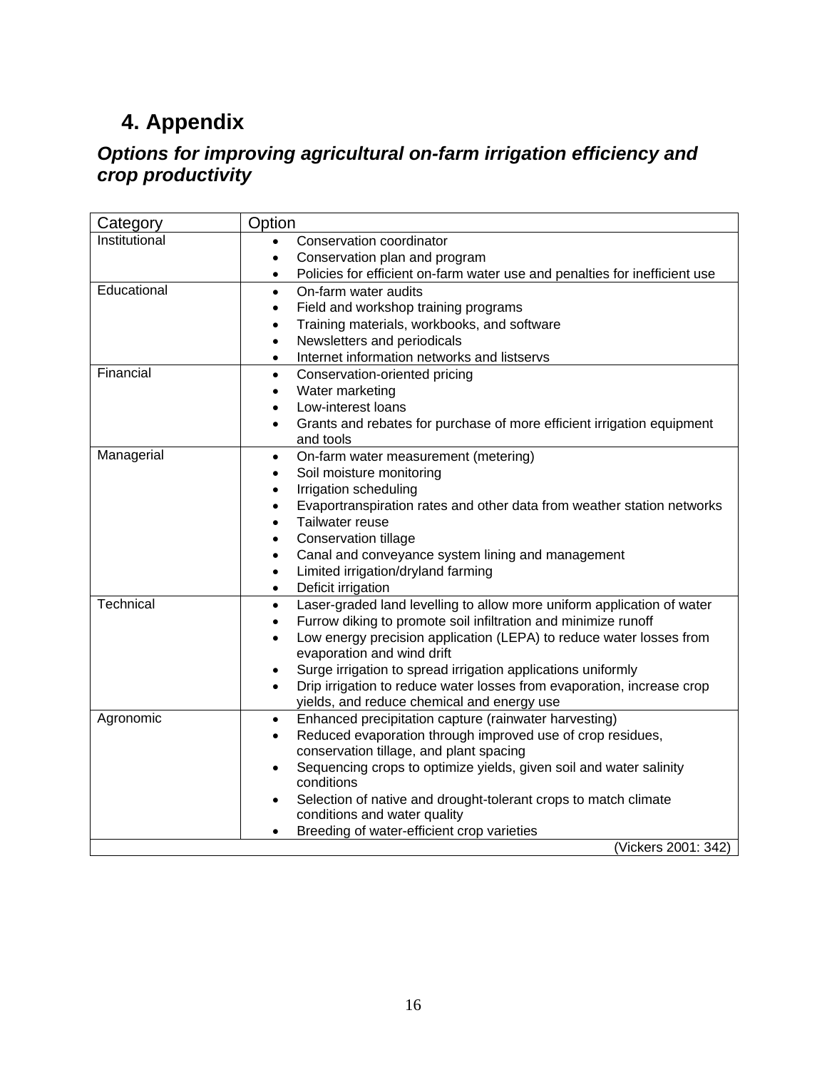# 4. Appendix

## *Options for improving agricultural on-farm irrigation efficiency and crop productivity*

| Category | Option |
|---|---|
| Institutional | • Conservation coordinator<br>• Conservation plan and program<br>• Policies for efficient on-farm water use and penalties for inefficient use |
| Educational | • On-farm water audits<br>• Field and workshop training programs<br>• Training materials, workbooks, and software<br>• Newsletters and periodicals<br>• Internet information networks and listservs |
| Financial | • Conservation-oriented pricing<br>• Water marketing<br>• Low-interest loans<br>• Grants and rebates for purchase of more efficient irrigation equipment and tools |
| Managerial | • On-farm water measurement (metering)<br>• Soil moisture monitoring<br>• Irrigation scheduling<br>• Evaportranspiration rates and other data from weather station networks<br>• Tailwater reuse<br>• Conservation tillage<br>• Canal and conveyance system lining and management<br>• Limited irrigation/dryland farming<br>• Deficit irrigation |
| Technical | • Laser-graded land levelling to allow more uniform application of water<br>• Furrow diking to promote soil infiltration and minimize runoff<br>• Low energy precision application (LEPA) to reduce water losses from evaporation and wind drift<br>• Surge irrigation to spread irrigation applications uniformly<br>• Drip irrigation to reduce water losses from evaporation, increase crop yields, and reduce chemical and energy use |
| Agronomic | • Enhanced precipitation capture (rainwater harvesting)<br>• Reduced evaporation through improved use of crop residues, conservation tillage, and plant spacing<br>• Sequencing crops to optimize yields, given soil and water salinity conditions<br>• Selection of native and drought-tolerant crops to match climate conditions and water quality<br>• Breeding of water-efficient crop varieties |
| | (Vickers 2001: 342) |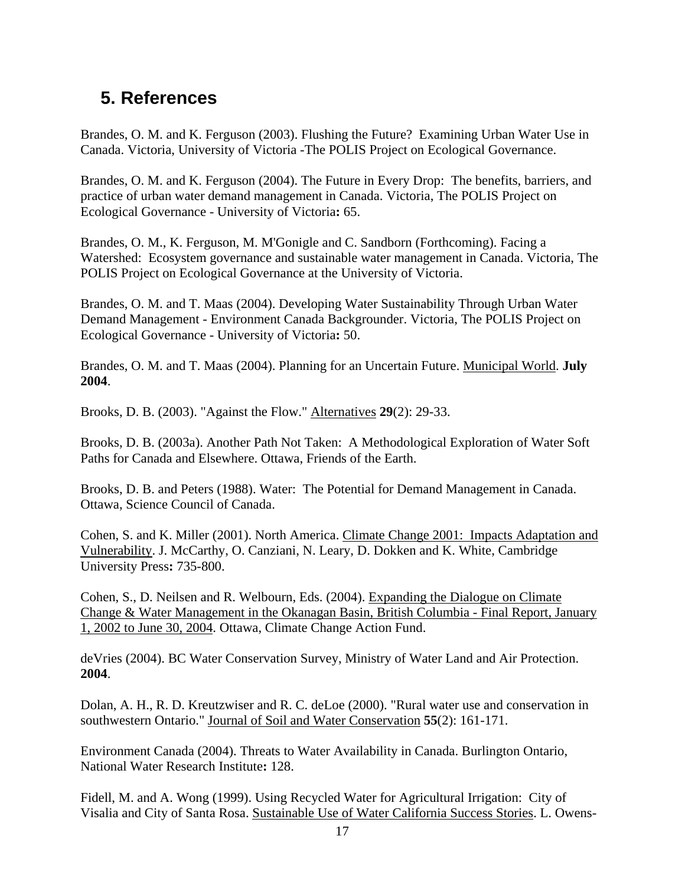## 5. References

Brandes, O. M. and K. Ferguson (2003). Flushing the Future? Examining Urban Water Use in Canada. Victoria, University of Victoria -The POLIS Project on Ecological Governance.

Brandes, O. M. and K. Ferguson (2004). The Future in Every Drop: The benefits, barriers, and practice of urban water demand management in Canada. Victoria, The POLIS Project on Ecological Governance - University of Victoria**:** 65.

Brandes, O. M., K. Ferguson, M. M'Gonigle and C. Sandborn (Forthcoming). Facing a Watershed: Ecosystem governance and sustainable water management in Canada. Victoria, The POLIS Project on Ecological Governance at the University of Victoria.

Brandes, O. M. and T. Maas (2004). Developing Water Sustainability Through Urban Water Demand Management - Environment Canada Backgrounder. Victoria, The POLIS Project on Ecological Governance - University of Victoria**:** 50.

Brandes, O. M. and T. Maas (2004). Planning for an Uncertain Future. Municipal World. **July 2004**.

Brooks, D. B. (2003). "Against the Flow." Alternatives **29**(2): 29-33.

Brooks, D. B. (2003a). Another Path Not Taken: A Methodological Exploration of Water Soft Paths for Canada and Elsewhere. Ottawa, Friends of the Earth.

Brooks, D. B. and Peters (1988). Water: The Potential for Demand Management in Canada. Ottawa, Science Council of Canada.

Cohen, S. and K. Miller (2001). North America. Climate Change 2001: Impacts Adaptation and Vulnerability. J. McCarthy, O. Canziani, N. Leary, D. Dokken and K. White, Cambridge University Press**:** 735-800.

Cohen, S., D. Neilsen and R. Welbourn, Eds. (2004). Expanding the Dialogue on Climate Change & Water Management in the Okanagan Basin, British Columbia - Final Report, January 1, 2002 to June 30, 2004. Ottawa, Climate Change Action Fund.

deVries (2004). BC Water Conservation Survey, Ministry of Water Land and Air Protection. **2004**.

Dolan, A. H., R. D. Kreutzwiser and R. C. deLoe (2000). "Rural water use and conservation in southwestern Ontario." Journal of Soil and Water Conservation **55**(2): 161-171.

Environment Canada (2004). Threats to Water Availability in Canada. Burlington Ontario, National Water Research Institute**:** 128.

Fidell, M. and A. Wong (1999). Using Recycled Water for Agricultural Irrigation: City of Visalia and City of Santa Rosa. Sustainable Use of Water California Success Stories. L. Owens-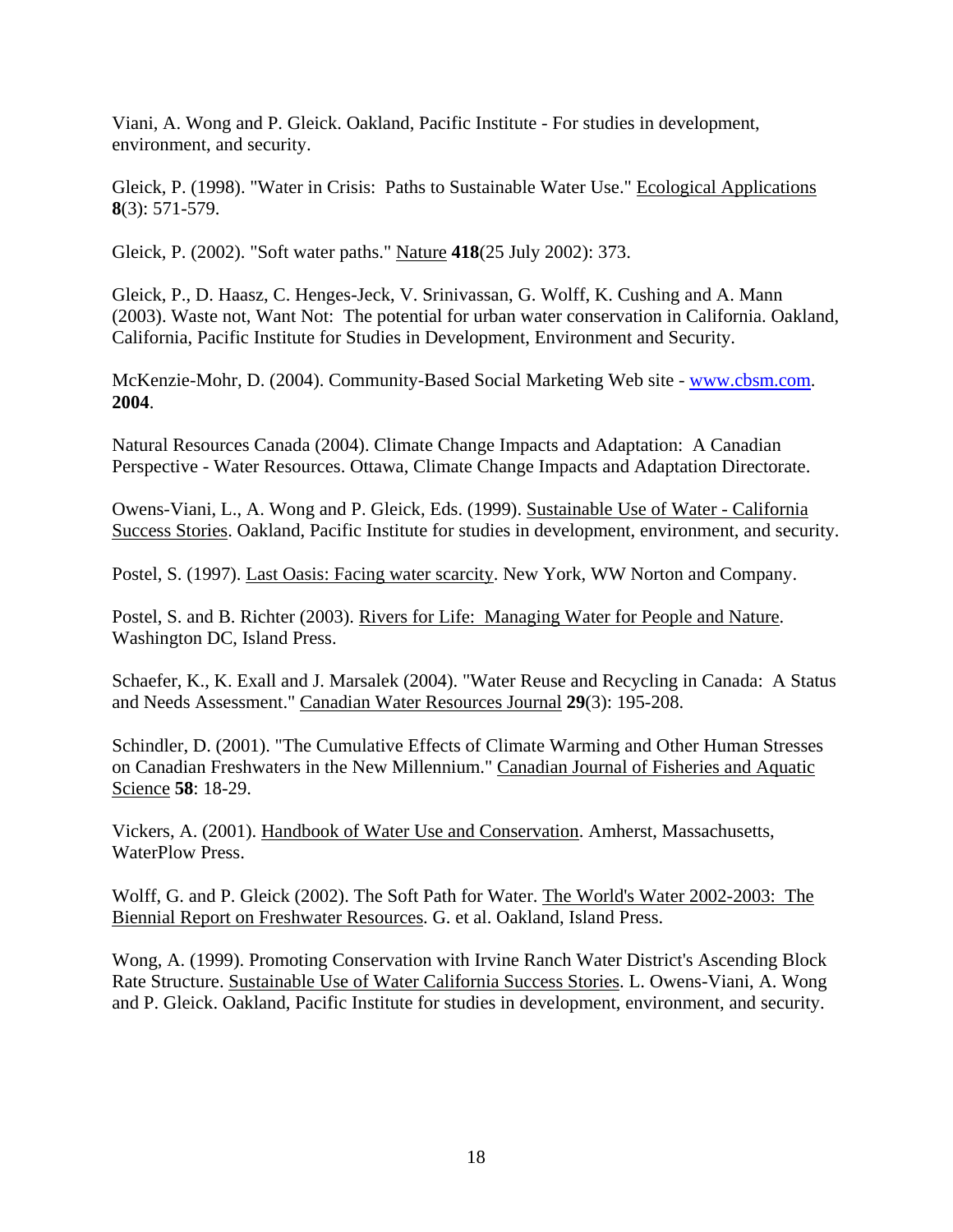Viani, A. Wong and P. Gleick. Oakland, Pacific Institute - For studies in development, environment, and security.

Gleick, P. (1998). "Water in Crisis: Paths to Sustainable Water Use." Ecological Applications **8**(3): 571-579.

Gleick, P. (2002). "Soft water paths." Nature **418**(25 July 2002): 373.

Gleick, P., D. Haasz, C. Henges-Jeck, V. Srinivassan, G. Wolff, K. Cushing and A. Mann (2003). Waste not, Want Not: The potential for urban water conservation in California. Oakland, California, Pacific Institute for Studies in Development, Environment and Security.

McKenzie-Mohr, D. (2004). Community-Based Social Marketing Web site - www.cbsm.com. **2004**.

Natural Resources Canada (2004). Climate Change Impacts and Adaptation: A Canadian Perspective - Water Resources. Ottawa, Climate Change Impacts and Adaptation Directorate.

Owens-Viani, L., A. Wong and P. Gleick, Eds. (1999). Sustainable Use of Water - California Success Stories. Oakland, Pacific Institute for studies in development, environment, and security.

Postel, S. (1997). Last Oasis: Facing water scarcity. New York, WW Norton and Company.

Postel, S. and B. Richter (2003). Rivers for Life: Managing Water for People and Nature. Washington DC, Island Press.

Schaefer, K., K. Exall and J. Marsalek (2004). "Water Reuse and Recycling in Canada: A Status and Needs Assessment." Canadian Water Resources Journal **29**(3): 195-208.

Schindler, D. (2001). "The Cumulative Effects of Climate Warming and Other Human Stresses on Canadian Freshwaters in the New Millennium." Canadian Journal of Fisheries and Aquatic Science **58**: 18-29.

Vickers, A. (2001). Handbook of Water Use and Conservation. Amherst, Massachusetts, WaterPlow Press.

Wolff, G. and P. Gleick (2002). The Soft Path for Water. The World's Water 2002-2003: The Biennial Report on Freshwater Resources. G. et al. Oakland, Island Press.

Wong, A. (1999). Promoting Conservation with Irvine Ranch Water District's Ascending Block Rate Structure. Sustainable Use of Water California Success Stories. L. Owens-Viani, A. Wong and P. Gleick. Oakland, Pacific Institute for studies in development, environment, and security.